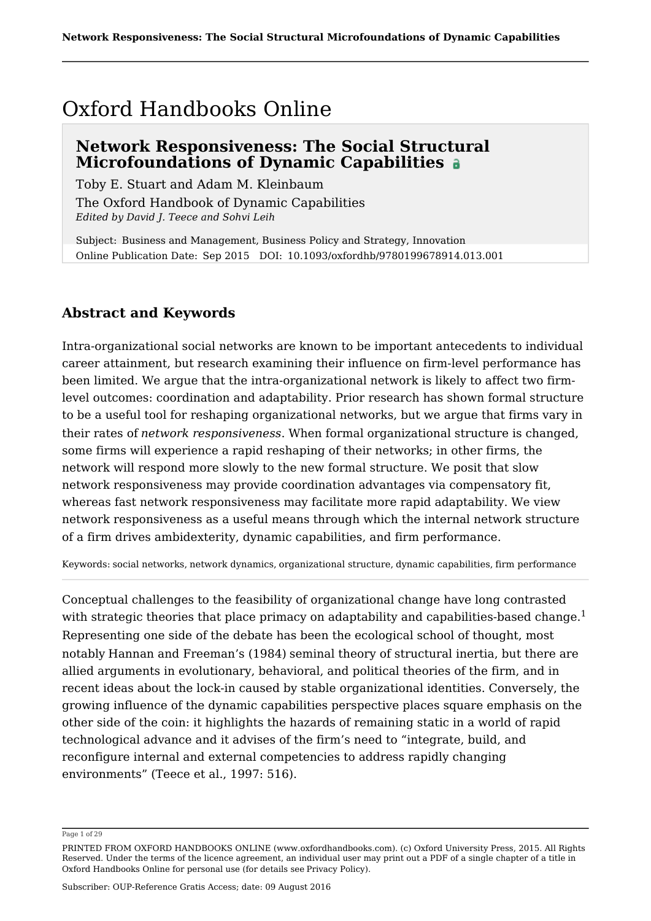# Oxford Handbooks Online

## Network Responsiveness: The Social Structural Microfoundations of Dynamic Capabilities

Toby E. Stuart and Adam M. Kleinbaum

The Oxford Handbook of Dynamic Capabilities

*Edited by David J. Teece and Sohvi Leih*

Subject: Business and Management, Business Policy and Strategy, Innovation

Online Publication Date: Sep 2015 DOI: 10.1093/oxfordhb/9780199678914.013.001

## Abstract and Keywords

Intra-organizational social networks are known to be important antecedents to individual career attainment, but research examining their influence on firm-level performance has been limited. We argue that the intra-organizational network is likely to affect two firm-level outcomes: coordination and adaptability. Prior research has shown formal structure to be a useful tool for reshaping organizational networks, but we argue that firms vary in their rates of *network responsiveness*. When formal organizational structure is changed, some firms will experience a rapid reshaping of their networks; in other firms, the network will respond more slowly to the new formal structure. We posit that slow network responsiveness may provide coordination advantages via compensatory fit, whereas fast network responsiveness may facilitate more rapid adaptability. We view network responsiveness as a useful means through which the internal network structure of a firm drives ambidexterity, dynamic capabilities, and firm performance.

Keywords: social networks, network dynamics, organizational structure, dynamic capabilities, firm performance

Conceptual challenges to the feasibility of organizational change have long contrasted with strategic theories that place primacy on adaptability and capabilities-based change.[1] Representing one side of the debate has been the ecological school of thought, most notably Hannan and Freeman's (1984) seminal theory of structural inertia, but there are allied arguments in evolutionary, behavioral, and political theories of the firm, and in recent ideas about the lock-in caused by stable organizational identities. Conversely, the growing influence of the dynamic capabilities perspective places square emphasis on the other side of the coin: it highlights the hazards of remaining static in a world of rapid technological advance and it advises of the firm's need to "integrate, build, and reconfigure internal and external competencies to address rapidly changing environments" (Teece et al., 1997: 516).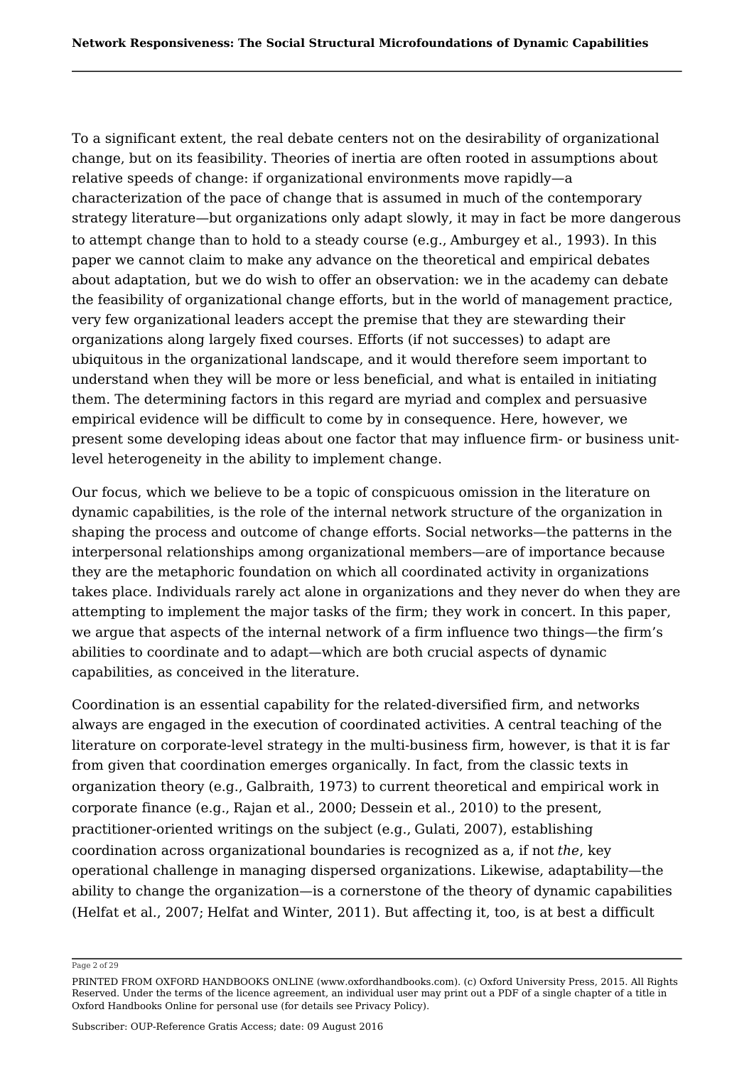To a significant extent, the real debate centers not on the desirability of organizational change, but on its feasibility. Theories of inertia are often rooted in assumptions about relative speeds of change: if organizational environments move rapidly—a characterization of the pace of change that is assumed in much of the contemporary strategy literature—but organizations only adapt slowly, it may in fact be more dangerous to attempt change than to hold to a steady course (e.g., Amburgey et al., 1993). In this paper we cannot claim to make any advance on the theoretical and empirical debates about adaptation, but we do wish to offer an observation: we in the academy can debate the feasibility of organizational change efforts, but in the world of management practice, very few organizational leaders accept the premise that they are stewarding their organizations along largely fixed courses. Efforts (if not successes) to adapt are ubiquitous in the organizational landscape, and it would therefore seem important to understand when they will be more or less beneficial, and what is entailed in initiating them. The determining factors in this regard are myriad and complex and persuasive empirical evidence will be difficult to come by in consequence. Here, however, we present some developing ideas about one factor that may influence firm- or business unit-level heterogeneity in the ability to implement change.

Our focus, which we believe to be a topic of conspicuous omission in the literature on dynamic capabilities, is the role of the internal network structure of the organization in shaping the process and outcome of change efforts. Social networks—the patterns in the interpersonal relationships among organizational members—are of importance because they are the metaphoric foundation on which all coordinated activity in organizations takes place. Individuals rarely act alone in organizations and they never do when they are attempting to implement the major tasks of the firm; they work in concert. In this paper, we argue that aspects of the internal network of a firm influence two things—the firm's abilities to coordinate and to adapt—which are both crucial aspects of dynamic capabilities, as conceived in the literature.

Coordination is an essential capability for the related-diversified firm, and networks always are engaged in the execution of coordinated activities. A central teaching of the literature on corporate-level strategy in the multi-business firm, however, is that it is far from given that coordination emerges organically. In fact, from the classic texts in organization theory (e.g., Galbraith, 1973) to current theoretical and empirical work in corporate finance (e.g., Rajan et al., 2000; Dessein et al., 2010) to the present, practitioner-oriented writings on the subject (e.g., Gulati, 2007), establishing coordination across organizational boundaries is recognized as a, if not *the*, key operational challenge in managing dispersed organizations. Likewise, adaptability—the ability to change the organization—is a cornerstone of the theory of dynamic capabilities (Helfat et al., 2007; Helfat and Winter, 2011). But affecting it, too, is at best a difficult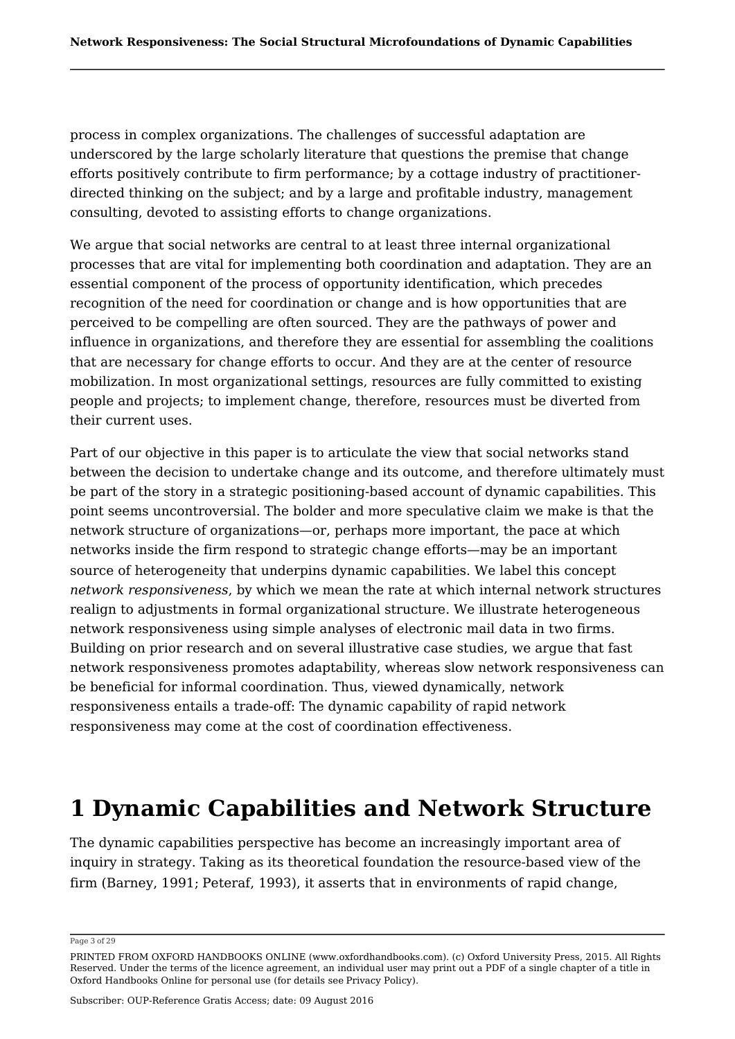process in complex organizations. The challenges of successful adaptation are underscored by the large scholarly literature that questions the premise that change efforts positively contribute to firm performance; by a cottage industry of practitioner-directed thinking on the subject; and by a large and profitable industry, management consulting, devoted to assisting efforts to change organizations.

We argue that social networks are central to at least three internal organizational processes that are vital for implementing both coordination and adaptation. They are an essential component of the process of opportunity identification, which precedes recognition of the need for coordination or change and is how opportunities that are perceived to be compelling are often sourced. They are the pathways of power and influence in organizations, and therefore they are essential for assembling the coalitions that are necessary for change efforts to occur. And they are at the center of resource mobilization. In most organizational settings, resources are fully committed to existing people and projects; to implement change, therefore, resources must be diverted from their current uses.

Part of our objective in this paper is to articulate the view that social networks stand between the decision to undertake change and its outcome, and therefore ultimately must be part of the story in a strategic positioning-based account of dynamic capabilities. This point seems uncontroversial. The bolder and more speculative claim we make is that the network structure of organizations—or, perhaps more important, the pace at which networks inside the firm respond to strategic change efforts—may be an important source of heterogeneity that underpins dynamic capabilities. We label this concept *network responsiveness*, by which we mean the rate at which internal network structures realign to adjustments in formal organizational structure. We illustrate heterogeneous network responsiveness using simple analyses of electronic mail data in two firms. Building on prior research and on several illustrative case studies, we argue that fast network responsiveness promotes adaptability, whereas slow network responsiveness can be beneficial for informal coordination. Thus, viewed dynamically, network responsiveness entails a trade-off: The dynamic capability of rapid network responsiveness may come at the cost of coordination effectiveness.

# 1 Dynamic Capabilities and Network Structure

The dynamic capabilities perspective has become an increasingly important area of inquiry in strategy. Taking as its theoretical foundation the resource-based view of the firm (Barney, 1991; Peteraf, 1993), it asserts that in environments of rapid change,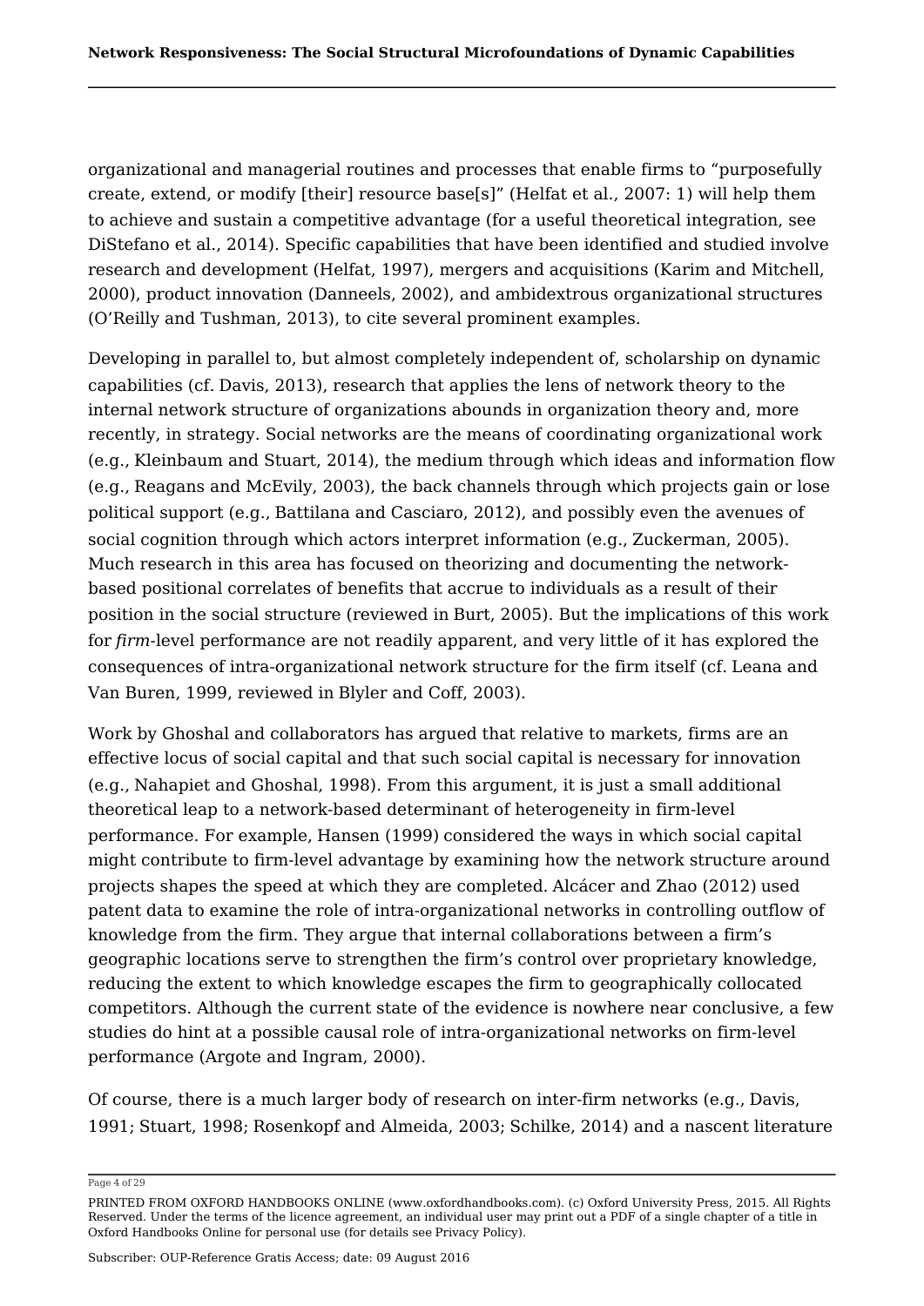organizational and managerial routines and processes that enable firms to "purposefully create, extend, or modify [their] resource base[s]" (Helfat et al., 2007: 1) will help them to achieve and sustain a competitive advantage (for a useful theoretical integration, see DiStefano et al., 2014). Specific capabilities that have been identified and studied involve research and development (Helfat, 1997), mergers and acquisitions (Karim and Mitchell, 2000), product innovation (Danneels, 2002), and ambidextrous organizational structures (O'Reilly and Tushman, 2013), to cite several prominent examples.

Developing in parallel to, but almost completely independent of, scholarship on dynamic capabilities (cf. Davis, 2013), research that applies the lens of network theory to the internal network structure of organizations abounds in organization theory and, more recently, in strategy. Social networks are the means of coordinating organizational work (e.g., Kleinbaum and Stuart, 2014), the medium through which ideas and information flow (e.g., Reagans and McEvily, 2003), the back channels through which projects gain or lose political support (e.g., Battilana and Casciaro, 2012), and possibly even the avenues of social cognition through which actors interpret information (e.g., Zuckerman, 2005). Much research in this area has focused on theorizing and documenting the network-based positional correlates of benefits that accrue to individuals as a result of their position in the social structure (reviewed in Burt, 2005). But the implications of this work for *firm*-level performance are not readily apparent, and very little of it has explored the consequences of intra-organizational network structure for the firm itself (cf. Leana and Van Buren, 1999, reviewed in Blyler and Coff, 2003).

Work by Ghoshal and collaborators has argued that relative to markets, firms are an effective locus of social capital and that such social capital is necessary for innovation (e.g., Nahapiet and Ghoshal, 1998). From this argument, it is just a small additional theoretical leap to a network-based determinant of heterogeneity in firm-level performance. For example, Hansen (1999) considered the ways in which social capital might contribute to firm-level advantage by examining how the network structure around projects shapes the speed at which they are completed. Alcácer and Zhao (2012) used patent data to examine the role of intra-organizational networks in controlling outflow of knowledge from the firm. They argue that internal collaborations between a firm's geographic locations serve to strengthen the firm's control over proprietary knowledge, reducing the extent to which knowledge escapes the firm to geographically collocated competitors. Although the current state of the evidence is nowhere near conclusive, a few studies do hint at a possible causal role of intra-organizational networks on firm-level performance (Argote and Ingram, 2000).

Of course, there is a much larger body of research on inter-firm networks (e.g., Davis, 1991; Stuart, 1998; Rosenkopf and Almeida, 2003; Schilke, 2014) and a nascent literature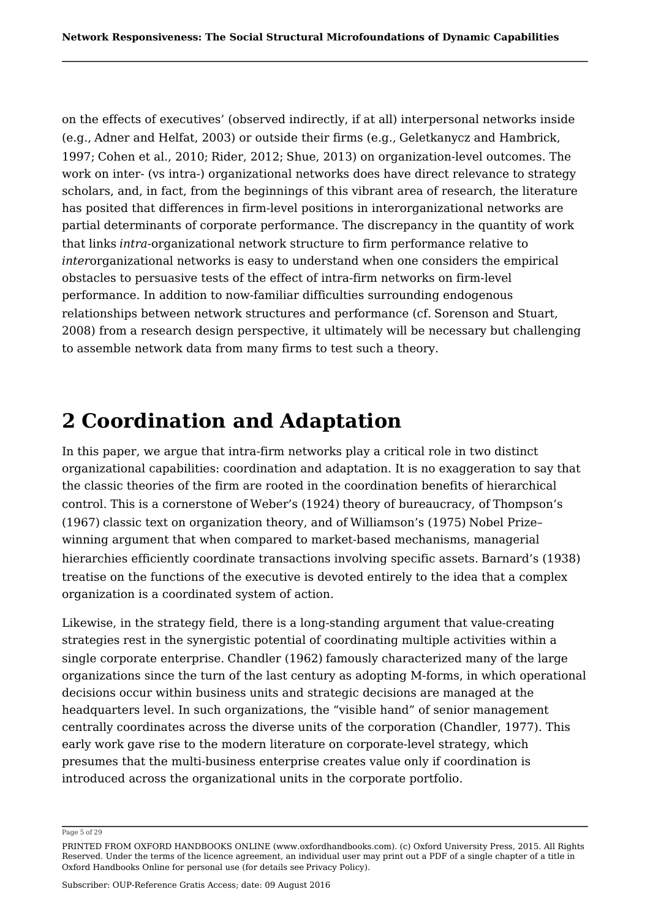on the effects of executives' (observed indirectly, if at all) interpersonal networks inside (e.g., Adner and Helfat, 2003) or outside their firms (e.g., Geletkanycz and Hambrick, 1997; Cohen et al., 2010; Rider, 2012; Shue, 2013) on organization-level outcomes. The work on inter- (vs intra-) organizational networks does have direct relevance to strategy scholars, and, in fact, from the beginnings of this vibrant area of research, the literature has posited that differences in firm-level positions in interorganizational networks are partial determinants of corporate performance. The discrepancy in the quantity of work that links *intra*-organizational network structure to firm performance relative to *inter*organizational networks is easy to understand when one considers the empirical obstacles to persuasive tests of the effect of intra-firm networks on firm-level performance. In addition to now-familiar difficulties surrounding endogenous relationships between network structures and performance (cf. Sorenson and Stuart, 2008) from a research design perspective, it ultimately will be necessary but challenging to assemble network data from many firms to test such a theory.

# 2 Coordination and Adaptation

In this paper, we argue that intra-firm networks play a critical role in two distinct organizational capabilities: coordination and adaptation. It is no exaggeration to say that the classic theories of the firm are rooted in the coordination benefits of hierarchical control. This is a cornerstone of Weber's (1924) theory of bureaucracy, of Thompson's (1967) classic text on organization theory, and of Williamson's (1975) Nobel Prize–winning argument that when compared to market-based mechanisms, managerial hierarchies efficiently coordinate transactions involving specific assets. Barnard's (1938) treatise on the functions of the executive is devoted entirely to the idea that a complex organization is a coordinated system of action.

Likewise, in the strategy field, there is a long-standing argument that value-creating strategies rest in the synergistic potential of coordinating multiple activities within a single corporate enterprise. Chandler (1962) famously characterized many of the large organizations since the turn of the last century as adopting M-forms, in which operational decisions occur within business units and strategic decisions are managed at the headquarters level. In such organizations, the "visible hand" of senior management centrally coordinates across the diverse units of the corporation (Chandler, 1977). This early work gave rise to the modern literature on corporate-level strategy, which presumes that the multi-business enterprise creates value only if coordination is introduced across the organizational units in the corporate portfolio.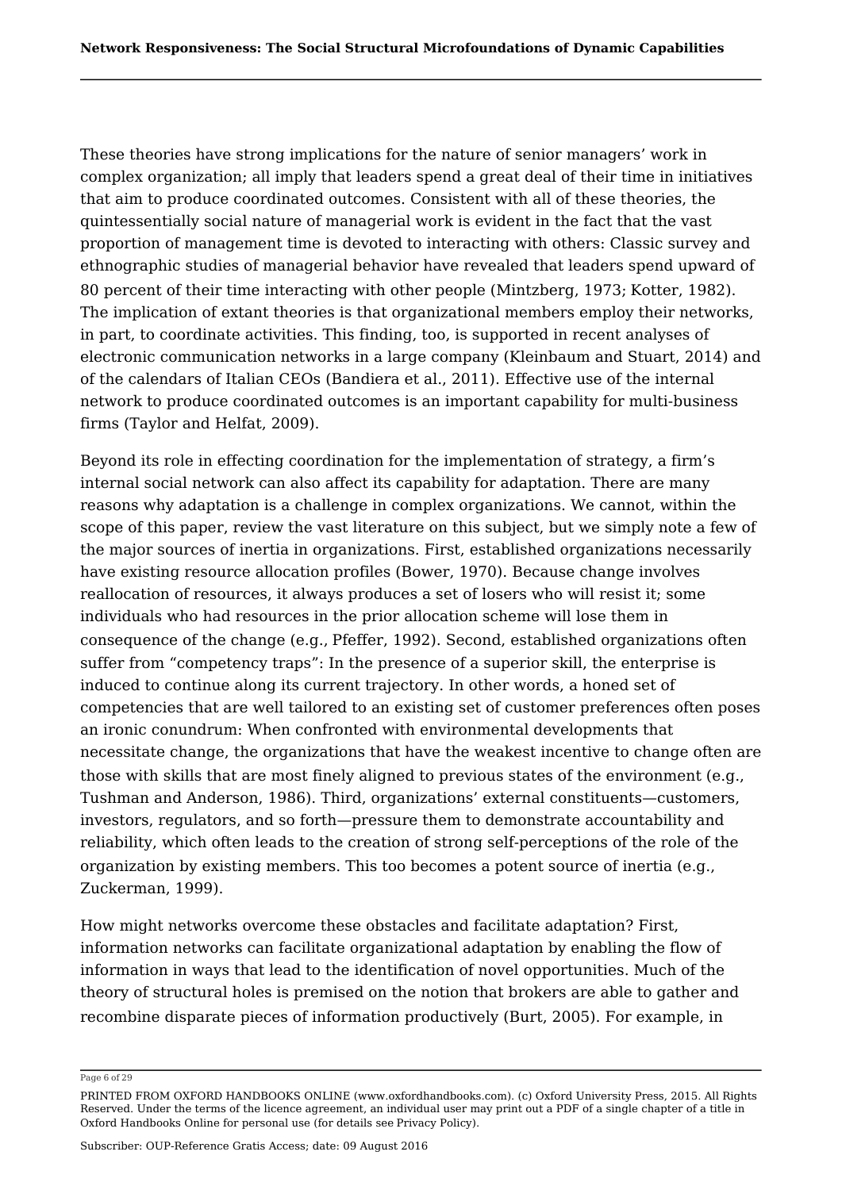These theories have strong implications for the nature of senior managers' work in complex organization; all imply that leaders spend a great deal of their time in initiatives that aim to produce coordinated outcomes. Consistent with all of these theories, the quintessentially social nature of managerial work is evident in the fact that the vast proportion of management time is devoted to interacting with others: Classic survey and ethnographic studies of managerial behavior have revealed that leaders spend upward of 80 percent of their time interacting with other people (Mintzberg, 1973; Kotter, 1982). The implication of extant theories is that organizational members employ their networks, in part, to coordinate activities. This finding, too, is supported in recent analyses of electronic communication networks in a large company (Kleinbaum and Stuart, 2014) and of the calendars of Italian CEOs (Bandiera et al., 2011). Effective use of the internal network to produce coordinated outcomes is an important capability for multi-business firms (Taylor and Helfat, 2009).

Beyond its role in effecting coordination for the implementation of strategy, a firm's internal social network can also affect its capability for adaptation. There are many reasons why adaptation is a challenge in complex organizations. We cannot, within the scope of this paper, review the vast literature on this subject, but we simply note a few of the major sources of inertia in organizations. First, established organizations necessarily have existing resource allocation profiles (Bower, 1970). Because change involves reallocation of resources, it always produces a set of losers who will resist it; some individuals who had resources in the prior allocation scheme will lose them in consequence of the change (e.g., Pfeffer, 1992). Second, established organizations often suffer from "competency traps": In the presence of a superior skill, the enterprise is induced to continue along its current trajectory. In other words, a honed set of competencies that are well tailored to an existing set of customer preferences often poses an ironic conundrum: When confronted with environmental developments that necessitate change, the organizations that have the weakest incentive to change often are those with skills that are most finely aligned to previous states of the environment (e.g., Tushman and Anderson, 1986). Third, organizations' external constituents—customers, investors, regulators, and so forth—pressure them to demonstrate accountability and reliability, which often leads to the creation of strong self-perceptions of the role of the organization by existing members. This too becomes a potent source of inertia (e.g., Zuckerman, 1999).

How might networks overcome these obstacles and facilitate adaptation? First, information networks can facilitate organizational adaptation by enabling the flow of information in ways that lead to the identification of novel opportunities. Much of the theory of structural holes is premised on the notion that brokers are able to gather and recombine disparate pieces of information productively (Burt, 2005). For example, in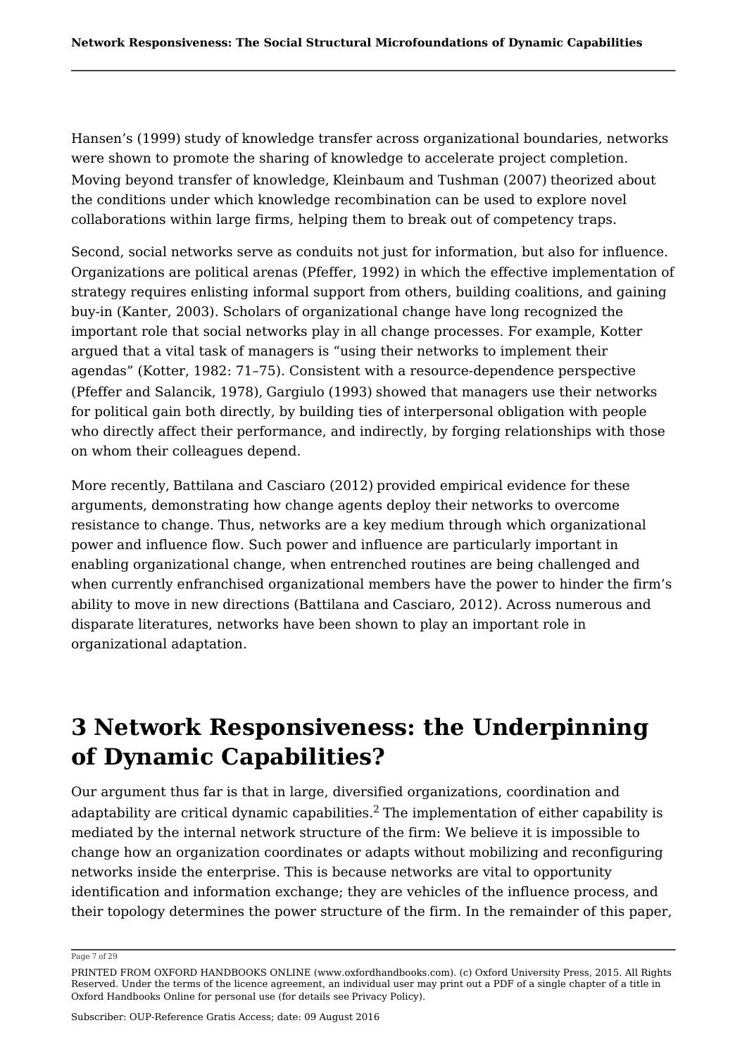Hansen's (1999) study of knowledge transfer across organizational boundaries, networks were shown to promote the sharing of knowledge to accelerate project completion. Moving beyond transfer of knowledge, Kleinbaum and Tushman (2007) theorized about the conditions under which knowledge recombination can be used to explore novel collaborations within large firms, helping them to break out of competency traps.

Second, social networks serve as conduits not just for information, but also for influence. Organizations are political arenas (Pfeffer, 1992) in which the effective implementation of strategy requires enlisting informal support from others, building coalitions, and gaining buy-in (Kanter, 2003). Scholars of organizational change have long recognized the important role that social networks play in all change processes. For example, Kotter argued that a vital task of managers is "using their networks to implement their agendas" (Kotter, 1982: 71–75). Consistent with a resource-dependence perspective (Pfeffer and Salancik, 1978), Gargiulo (1993) showed that managers use their networks for political gain both directly, by building ties of interpersonal obligation with people who directly affect their performance, and indirectly, by forging relationships with those on whom their colleagues depend.

More recently, Battilana and Casciaro (2012) provided empirical evidence for these arguments, demonstrating how change agents deploy their networks to overcome resistance to change. Thus, networks are a key medium through which organizational power and influence flow. Such power and influence are particularly important in enabling organizational change, when entrenched routines are being challenged and when currently enfranchised organizational members have the power to hinder the firm's ability to move in new directions (Battilana and Casciaro, 2012). Across numerous and disparate literatures, networks have been shown to play an important role in organizational adaptation.

# 3 Network Responsiveness: the Underpinning of Dynamic Capabilities?

Our argument thus far is that in large, diversified organizations, coordination and adaptability are critical dynamic capabilities.[2] The implementation of either capability is mediated by the internal network structure of the firm: We believe it is impossible to change how an organization coordinates or adapts without mobilizing and reconfiguring networks inside the enterprise. This is because networks are vital to opportunity identification and information exchange; they are vehicles of the influence process, and their topology determines the power structure of the firm. In the remainder of this paper,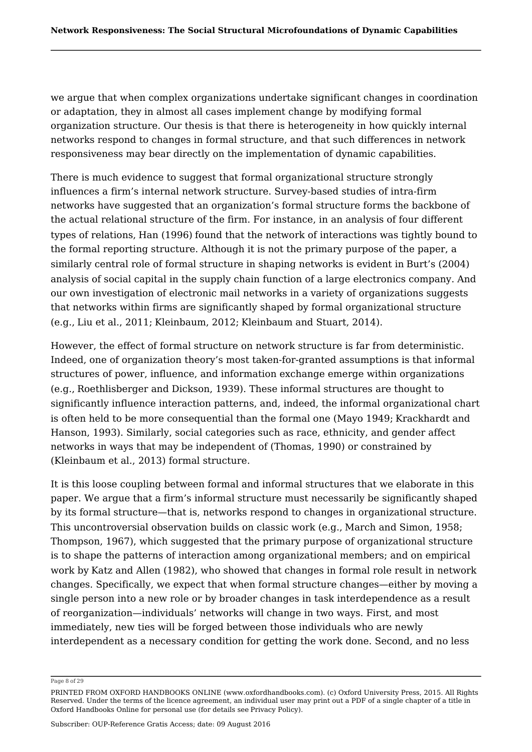we argue that when complex organizations undertake significant changes in coordination or adaptation, they in almost all cases implement change by modifying formal organization structure. Our thesis is that there is heterogeneity in how quickly internal networks respond to changes in formal structure, and that such differences in network responsiveness may bear directly on the implementation of dynamic capabilities.

There is much evidence to suggest that formal organizational structure strongly influences a firm's internal network structure. Survey-based studies of intra-firm networks have suggested that an organization's formal structure forms the backbone of the actual relational structure of the firm. For instance, in an analysis of four different types of relations, Han (1996) found that the network of interactions was tightly bound to the formal reporting structure. Although it is not the primary purpose of the paper, a similarly central role of formal structure in shaping networks is evident in Burt's (2004) analysis of social capital in the supply chain function of a large electronics company. And our own investigation of electronic mail networks in a variety of organizations suggests that networks within firms are significantly shaped by formal organizational structure (e.g., Liu et al., 2011; Kleinbaum, 2012; Kleinbaum and Stuart, 2014).

However, the effect of formal structure on network structure is far from deterministic. Indeed, one of organization theory's most taken-for-granted assumptions is that informal structures of power, influence, and information exchange emerge within organizations (e.g., Roethlisberger and Dickson, 1939). These informal structures are thought to significantly influence interaction patterns, and, indeed, the informal organizational chart is often held to be more consequential than the formal one (Mayo 1949; Krackhardt and Hanson, 1993). Similarly, social categories such as race, ethnicity, and gender affect networks in ways that may be independent of (Thomas, 1990) or constrained by (Kleinbaum et al., 2013) formal structure.

It is this loose coupling between formal and informal structures that we elaborate in this paper. We argue that a firm's informal structure must necessarily be significantly shaped by its formal structure—that is, networks respond to changes in organizational structure. This uncontroversial observation builds on classic work (e.g., March and Simon, 1958; Thompson, 1967), which suggested that the primary purpose of organizational structure is to shape the patterns of interaction among organizational members; and on empirical work by Katz and Allen (1982), who showed that changes in formal role result in network changes. Specifically, we expect that when formal structure changes—either by moving a single person into a new role or by broader changes in task interdependence as a result of reorganization—individuals' networks will change in two ways. First, and most immediately, new ties will be forged between those individuals who are newly interdependent as a necessary condition for getting the work done. Second, and no less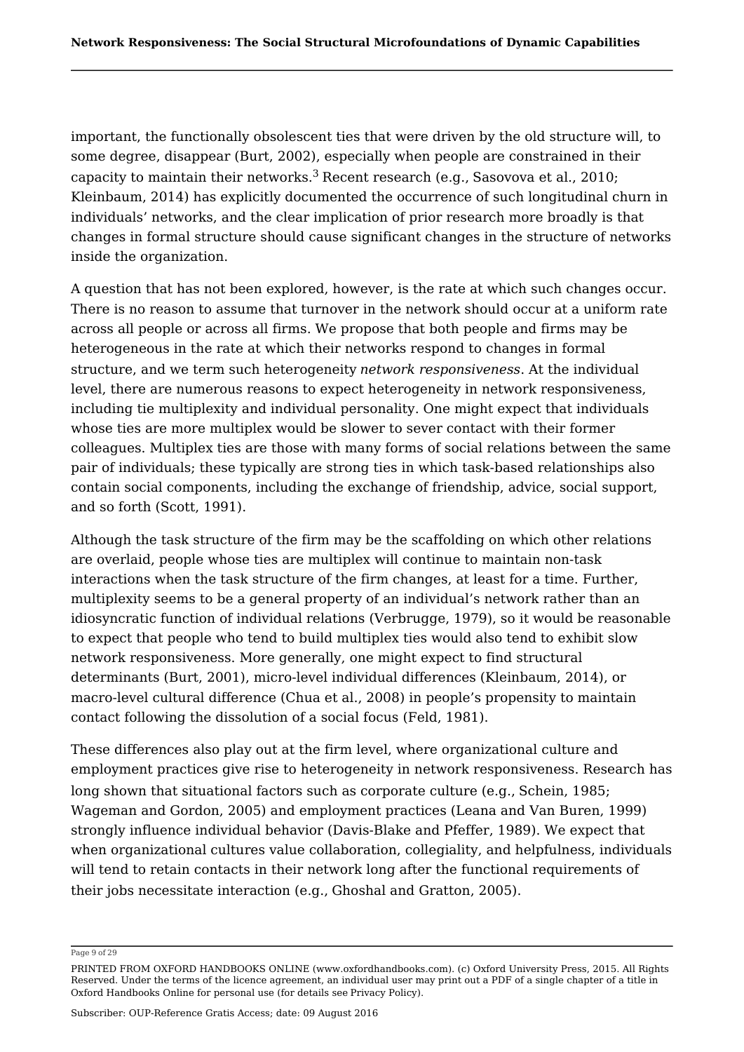important, the functionally obsolescent ties that were driven by the old structure will, to some degree, disappear (Burt, 2002), especially when people are constrained in their capacity to maintain their networks.[3] Recent research (e.g., Sasovova et al., 2010; Kleinbaum, 2014) has explicitly documented the occurrence of such longitudinal churn in individuals' networks, and the clear implication of prior research more broadly is that changes in formal structure should cause significant changes in the structure of networks inside the organization.

A question that has not been explored, however, is the rate at which such changes occur. There is no reason to assume that turnover in the network should occur at a uniform rate across all people or across all firms. We propose that both people and firms may be heterogeneous in the rate at which their networks respond to changes in formal structure, and we term such heterogeneity *network responsiveness*. At the individual level, there are numerous reasons to expect heterogeneity in network responsiveness, including tie multiplexity and individual personality. One might expect that individuals whose ties are more multiplex would be slower to sever contact with their former colleagues. Multiplex ties are those with many forms of social relations between the same pair of individuals; these typically are strong ties in which task-based relationships also contain social components, including the exchange of friendship, advice, social support, and so forth (Scott, 1991).

Although the task structure of the firm may be the scaffolding on which other relations are overlaid, people whose ties are multiplex will continue to maintain non-task interactions when the task structure of the firm changes, at least for a time. Further, multiplexity seems to be a general property of an individual's network rather than an idiosyncratic function of individual relations (Verbrugge, 1979), so it would be reasonable to expect that people who tend to build multiplex ties would also tend to exhibit slow network responsiveness. More generally, one might expect to find structural determinants (Burt, 2001), micro-level individual differences (Kleinbaum, 2014), or macro-level cultural difference (Chua et al., 2008) in people's propensity to maintain contact following the dissolution of a social focus (Feld, 1981).

These differences also play out at the firm level, where organizational culture and employment practices give rise to heterogeneity in network responsiveness. Research has long shown that situational factors such as corporate culture (e.g., Schein, 1985; Wageman and Gordon, 2005) and employment practices (Leana and Van Buren, 1999) strongly influence individual behavior (Davis-Blake and Pfeffer, 1989). We expect that when organizational cultures value collaboration, collegiality, and helpfulness, individuals will tend to retain contacts in their network long after the functional requirements of their jobs necessitate interaction (e.g., Ghoshal and Gratton, 2005).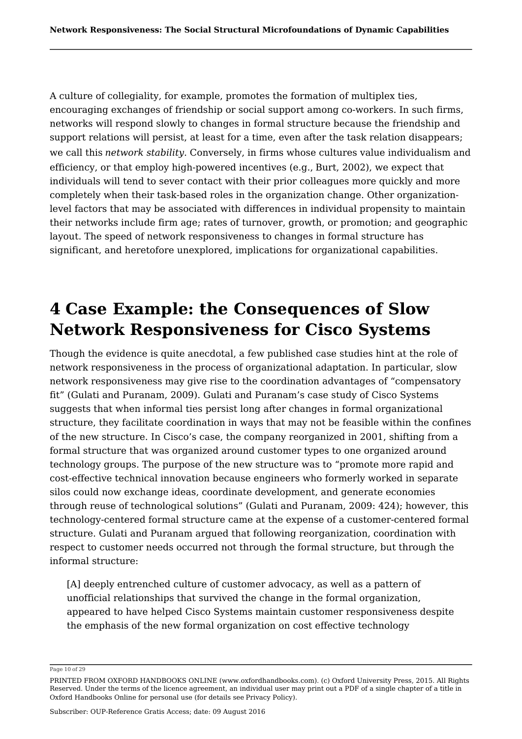A culture of collegiality, for example, promotes the formation of multiplex ties, encouraging exchanges of friendship or social support among co-workers. In such firms, networks will respond slowly to changes in formal structure because the friendship and support relations will persist, at least for a time, even after the task relation disappears; we call this *network stability*. Conversely, in firms whose cultures value individualism and efficiency, or that employ high-powered incentives (e.g., Burt, 2002), we expect that individuals will tend to sever contact with their prior colleagues more quickly and more completely when their task-based roles in the organization change. Other organization-level factors that may be associated with differences in individual propensity to maintain their networks include firm age; rates of turnover, growth, or promotion; and geographic layout. The speed of network responsiveness to changes in formal structure has significant, and heretofore unexplored, implications for organizational capabilities.

# 4 Case Example: the Consequences of Slow Network Responsiveness for Cisco Systems

Though the evidence is quite anecdotal, a few published case studies hint at the role of network responsiveness in the process of organizational adaptation. In particular, slow network responsiveness may give rise to the coordination advantages of "compensatory fit" (Gulati and Puranam, 2009). Gulati and Puranam's case study of Cisco Systems suggests that when informal ties persist long after changes in formal organizational structure, they facilitate coordination in ways that may not be feasible within the confines of the new structure. In Cisco's case, the company reorganized in 2001, shifting from a formal structure that was organized around customer types to one organized around technology groups. The purpose of the new structure was to "promote more rapid and cost-effective technical innovation because engineers who formerly worked in separate silos could now exchange ideas, coordinate development, and generate economies through reuse of technological solutions" (Gulati and Puranam, 2009: 424); however, this technology-centered formal structure came at the expense of a customer-centered formal structure. Gulati and Puranam argued that following reorganization, coordination with respect to customer needs occurred not through the formal structure, but through the informal structure:

> [A] deeply entrenched culture of customer advocacy, as well as a pattern of unofficial relationships that survived the change in the formal organization, appeared to have helped Cisco Systems maintain customer responsiveness despite the emphasis of the new formal organization on cost effective technology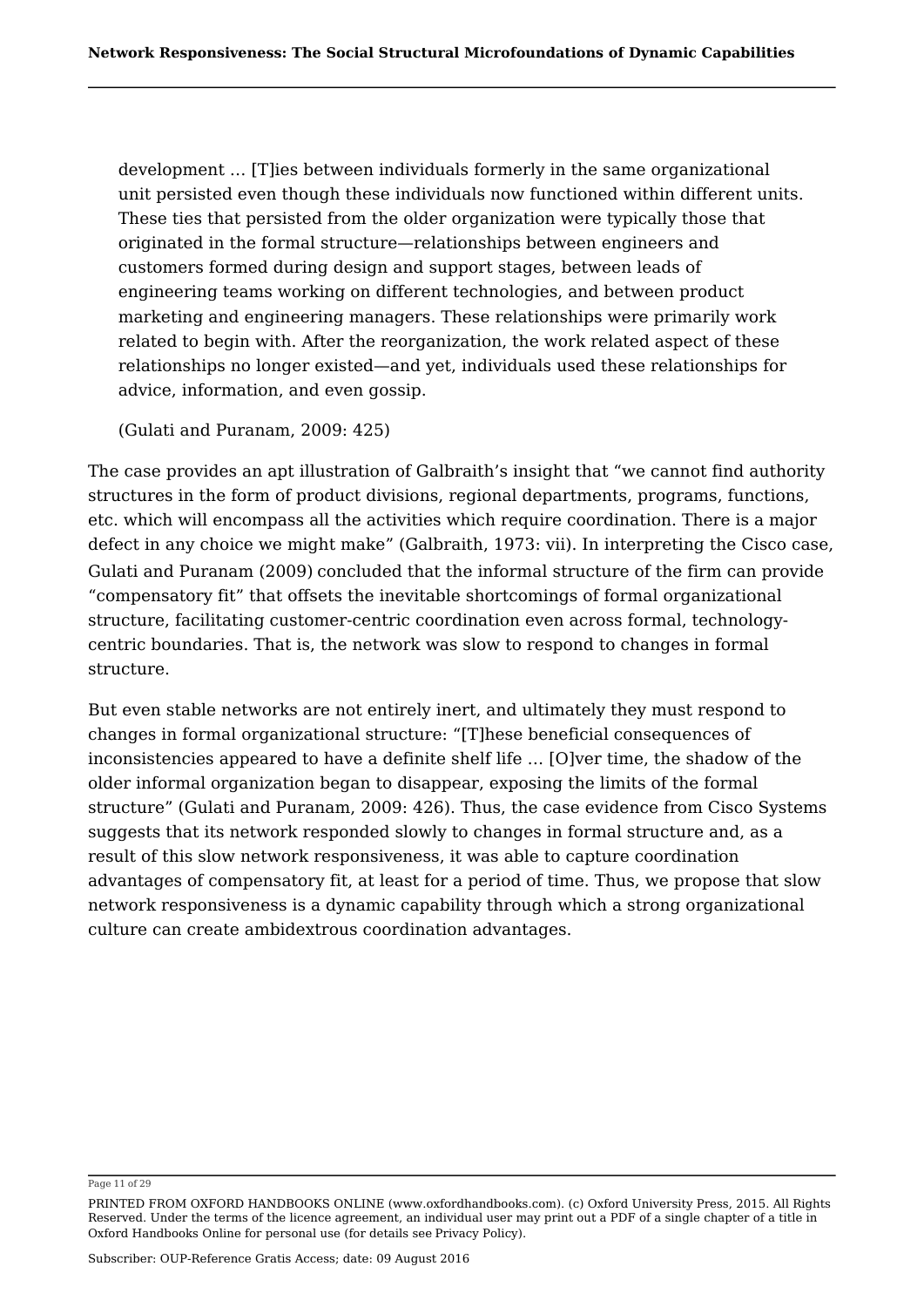> development … [T]ies between individuals formerly in the same organizational unit persisted even though these individuals now functioned within different units. These ties that persisted from the older organization were typically those that originated in the formal structure—relationships between engineers and customers formed during design and support stages, between leads of engineering teams working on different technologies, and between product marketing and engineering managers. These relationships were primarily work related to begin with. After the reorganization, the work related aspect of these relationships no longer existed—and yet, individuals used these relationships for advice, information, and even gossip.
>
> (Gulati and Puranam, 2009: 425)

The case provides an apt illustration of Galbraith's insight that "we cannot find authority structures in the form of product divisions, regional departments, programs, functions, etc. which will encompass all the activities which require coordination. There is a major defect in any choice we might make" (Galbraith, 1973: vii). In interpreting the Cisco case, Gulati and Puranam (2009) concluded that the informal structure of the firm can provide "compensatory fit" that offsets the inevitable shortcomings of formal organizational structure, facilitating customer-centric coordination even across formal, technology-centric boundaries. That is, the network was slow to respond to changes in formal structure.

But even stable networks are not entirely inert, and ultimately they must respond to changes in formal organizational structure: "[T]hese beneficial consequences of inconsistencies appeared to have a definite shelf life … [O]ver time, the shadow of the older informal organization began to disappear, exposing the limits of the formal structure" (Gulati and Puranam, 2009: 426). Thus, the case evidence from Cisco Systems suggests that its network responded slowly to changes in formal structure and, as a result of this slow network responsiveness, it was able to capture coordination advantages of compensatory fit, at least for a period of time. Thus, we propose that slow network responsiveness is a dynamic capability through which a strong organizational culture can create ambidextrous coordination advantages.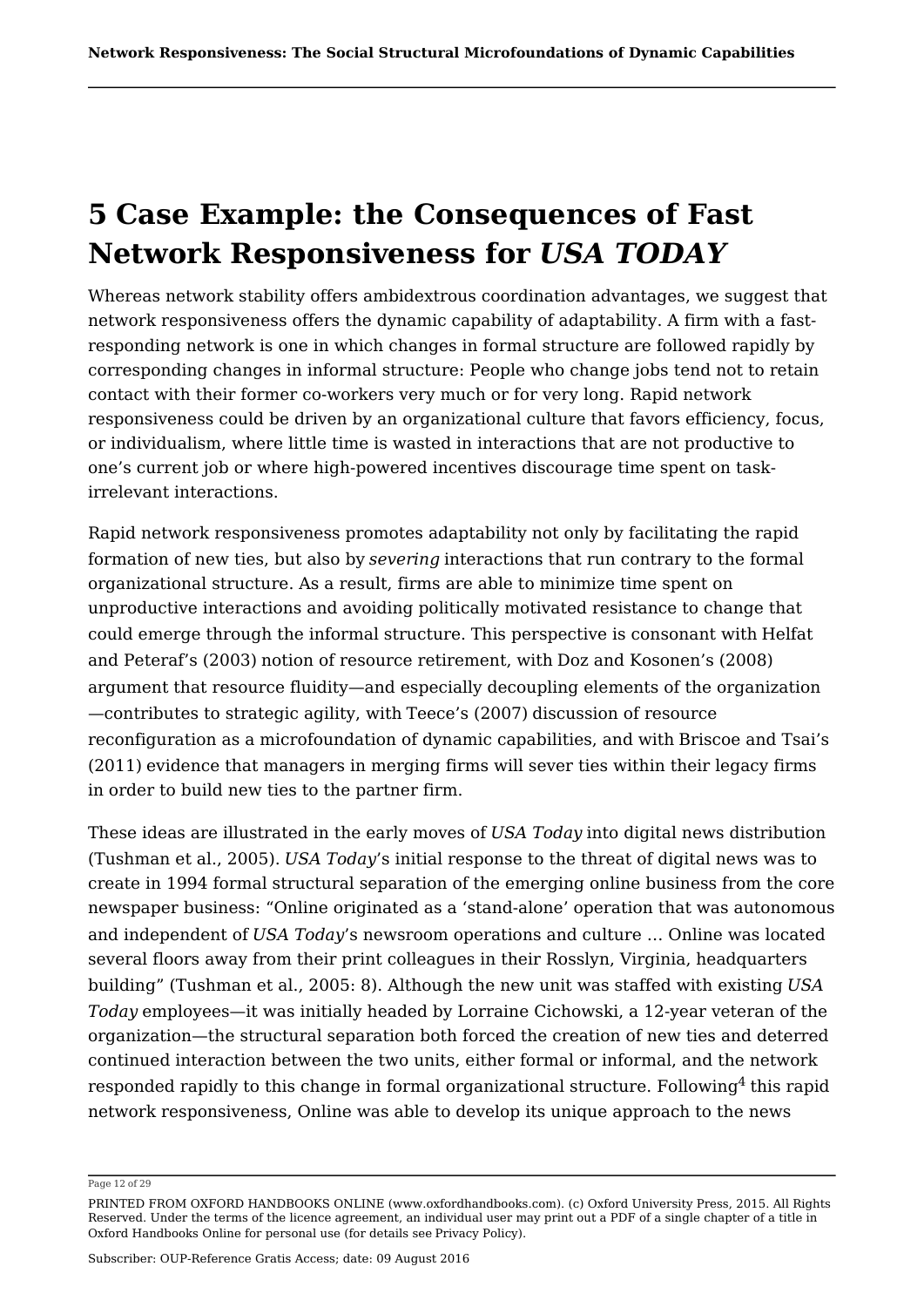# 5 Case Example: the Consequences of Fast Network Responsiveness for *USA TODAY*

Whereas network stability offers ambidextrous coordination advantages, we suggest that network responsiveness offers the dynamic capability of adaptability. A firm with a fast-responding network is one in which changes in formal structure are followed rapidly by corresponding changes in informal structure: People who change jobs tend not to retain contact with their former co-workers very much or for very long. Rapid network responsiveness could be driven by an organizational culture that favors efficiency, focus, or individualism, where little time is wasted in interactions that are not productive to one's current job or where high-powered incentives discourage time spent on task-irrelevant interactions.

Rapid network responsiveness promotes adaptability not only by facilitating the rapid formation of new ties, but also by *severing* interactions that run contrary to the formal organizational structure. As a result, firms are able to minimize time spent on unproductive interactions and avoiding politically motivated resistance to change that could emerge through the informal structure. This perspective is consonant with Helfat and Peteraf's (2003) notion of resource retirement, with Doz and Kosonen's (2008) argument that resource fluidity—and especially decoupling elements of the organization—contributes to strategic agility, with Teece's (2007) discussion of resource reconfiguration as a microfoundation of dynamic capabilities, and with Briscoe and Tsai's (2011) evidence that managers in merging firms will sever ties within their legacy firms in order to build new ties to the partner firm.

These ideas are illustrated in the early moves of *USA Today* into digital news distribution (Tushman et al., 2005). *USA Today*'s initial response to the threat of digital news was to create in 1994 formal structural separation of the emerging online business from the core newspaper business: "Online originated as a 'stand-alone' operation that was autonomous and independent of *USA Today*'s newsroom operations and culture … Online was located several floors away from their print colleagues in their Rosslyn, Virginia, headquarters building" (Tushman et al., 2005: 8). Although the new unit was staffed with existing *USA Today* employees—it was initially headed by Lorraine Cichowski, a 12-year veteran of the organization—the structural separation both forced the creation of new ties and deterred continued interaction between the two units, either formal or informal, and the network responded rapidly to this change in formal organizational structure. Following[4] this rapid network responsiveness, Online was able to develop its unique approach to the news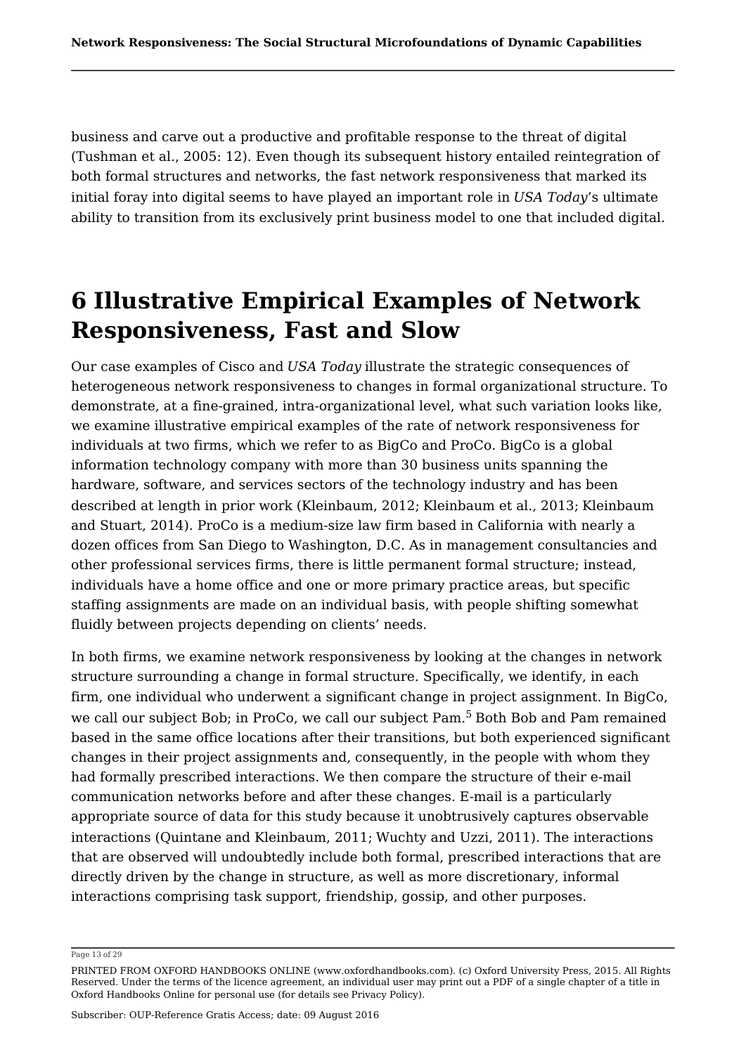business and carve out a productive and profitable response to the threat of digital (Tushman et al., 2005: 12). Even though its subsequent history entailed reintegration of both formal structures and networks, the fast network responsiveness that marked its initial foray into digital seems to have played an important role in *USA Today*'s ultimate ability to transition from its exclusively print business model to one that included digital.

# 6 Illustrative Empirical Examples of Network Responsiveness, Fast and Slow

Our case examples of Cisco and *USA Today* illustrate the strategic consequences of heterogeneous network responsiveness to changes in formal organizational structure. To demonstrate, at a fine-grained, intra-organizational level, what such variation looks like, we examine illustrative empirical examples of the rate of network responsiveness for individuals at two firms, which we refer to as BigCo and ProCo. BigCo is a global information technology company with more than 30 business units spanning the hardware, software, and services sectors of the technology industry and has been described at length in prior work (Kleinbaum, 2012; Kleinbaum et al., 2013; Kleinbaum and Stuart, 2014). ProCo is a medium-size law firm based in California with nearly a dozen offices from San Diego to Washington, D.C. As in management consultancies and other professional services firms, there is little permanent formal structure; instead, individuals have a home office and one or more primary practice areas, but specific staffing assignments are made on an individual basis, with people shifting somewhat fluidly between projects depending on clients' needs.

In both firms, we examine network responsiveness by looking at the changes in network structure surrounding a change in formal structure. Specifically, we identify, in each firm, one individual who underwent a significant change in project assignment. In BigCo, we call our subject Bob; in ProCo, we call our subject Pam.[5] Both Bob and Pam remained based in the same office locations after their transitions, but both experienced significant changes in their project assignments and, consequently, in the people with whom they had formally prescribed interactions. We then compare the structure of their e-mail communication networks before and after these changes. E-mail is a particularly appropriate source of data for this study because it unobtrusively captures observable interactions (Quintane and Kleinbaum, 2011; Wuchty and Uzzi, 2011). The interactions that are observed will undoubtedly include both formal, prescribed interactions that are directly driven by the change in structure, as well as more discretionary, informal interactions comprising task support, friendship, gossip, and other purposes.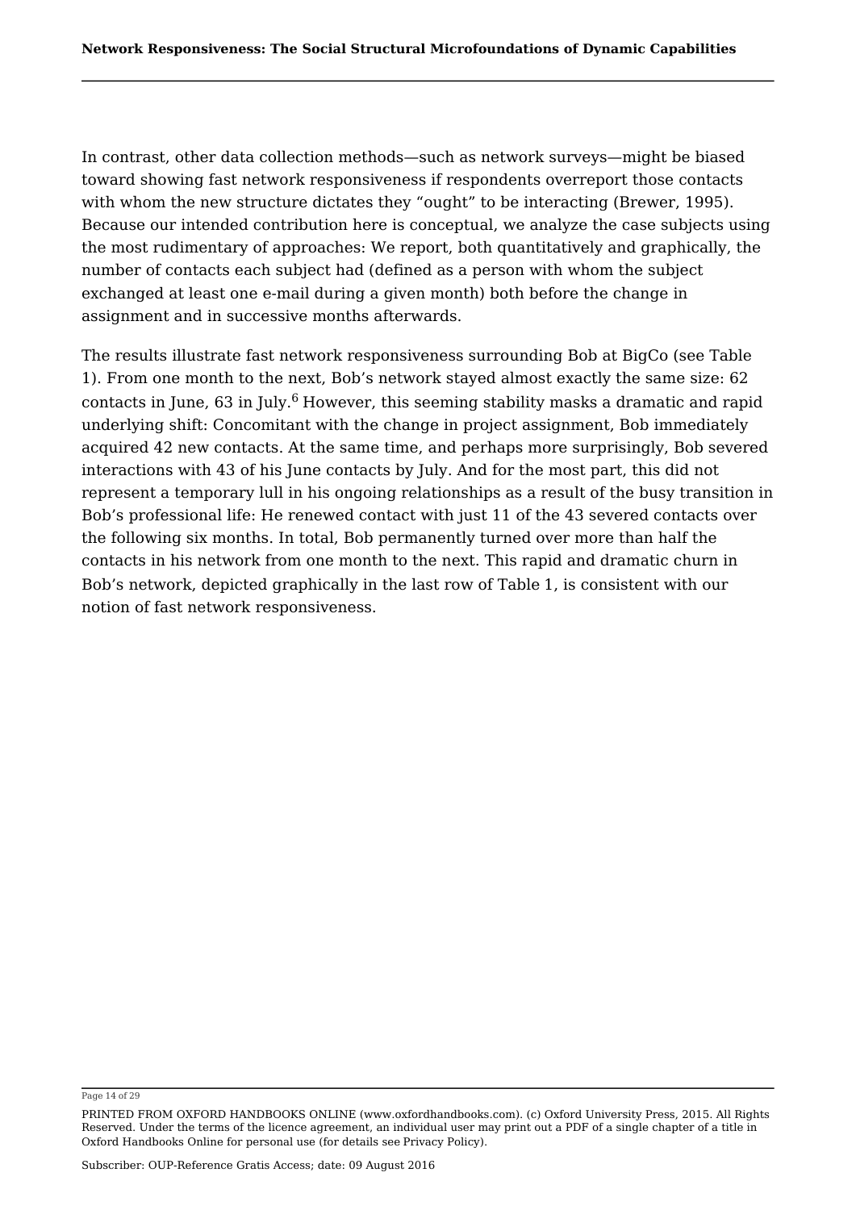In contrast, other data collection methods—such as network surveys—might be biased toward showing fast network responsiveness if respondents overreport those contacts with whom the new structure dictates they "ought" to be interacting (Brewer, 1995). Because our intended contribution here is conceptual, we analyze the case subjects using the most rudimentary of approaches: We report, both quantitatively and graphically, the number of contacts each subject had (defined as a person with whom the subject exchanged at least one e-mail during a given month) both before the change in assignment and in successive months afterwards.

The results illustrate fast network responsiveness surrounding Bob at BigCo (see Table 1). From one month to the next, Bob's network stayed almost exactly the same size: 62 contacts in June, 63 in July.[6] However, this seeming stability masks a dramatic and rapid underlying shift: Concomitant with the change in project assignment, Bob immediately acquired 42 new contacts. At the same time, and perhaps more surprisingly, Bob severed interactions with 43 of his June contacts by July. And for the most part, this did not represent a temporary lull in his ongoing relationships as a result of the busy transition in Bob's professional life: He renewed contact with just 11 of the 43 severed contacts over the following six months. In total, Bob permanently turned over more than half the contacts in his network from one month to the next. This rapid and dramatic churn in Bob's network, depicted graphically in the last row of Table 1, is consistent with our notion of fast network responsiveness.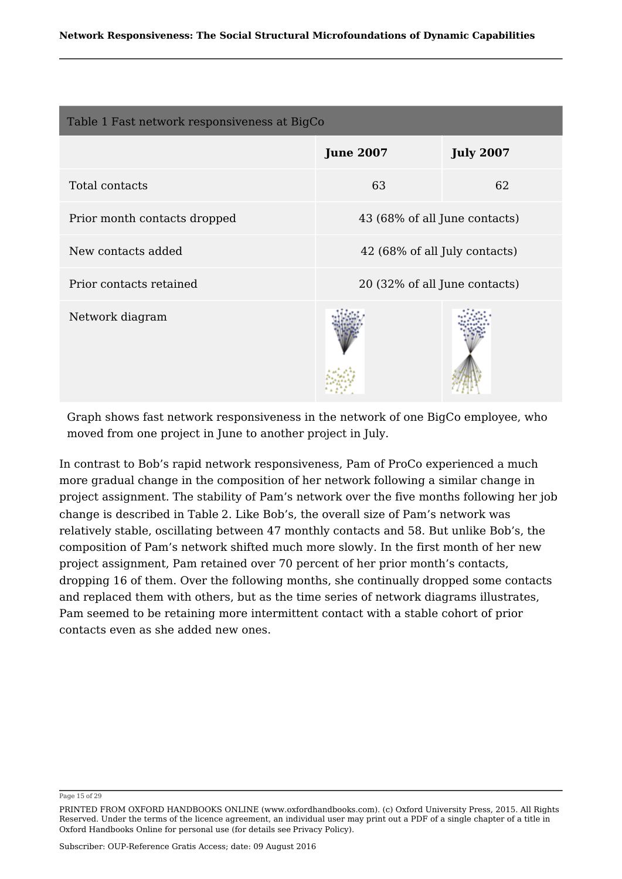| Table 1 Fast network responsiveness at BigCo | | |
|---|---|---|
| | **June 2007** | **July 2007** |
| Total contacts | 63 | 62 |
| Prior month contacts dropped | 43 (68% of all June contacts) | |
| New contacts added | 42 (68% of all July contacts) | |
| Prior contacts retained | 20 (32% of all June contacts) | |
| Network diagram | | |

Graph shows fast network responsiveness in the network of one BigCo employee, who moved from one project in June to another project in July.

In contrast to Bob's rapid network responsiveness, Pam of ProCo experienced a much more gradual change in the composition of her network following a similar change in project assignment. The stability of Pam's network over the five months following her job change is described in Table 2. Like Bob's, the overall size of Pam's network was relatively stable, oscillating between 47 monthly contacts and 58. But unlike Bob's, the composition of Pam's network shifted much more slowly. In the first month of her new project assignment, Pam retained over 70 percent of her prior month's contacts, dropping 16 of them. Over the following months, she continually dropped some contacts and replaced them with others, but as the time series of network diagrams illustrates, Pam seemed to be retaining more intermittent contact with a stable cohort of prior contacts even as she added new ones.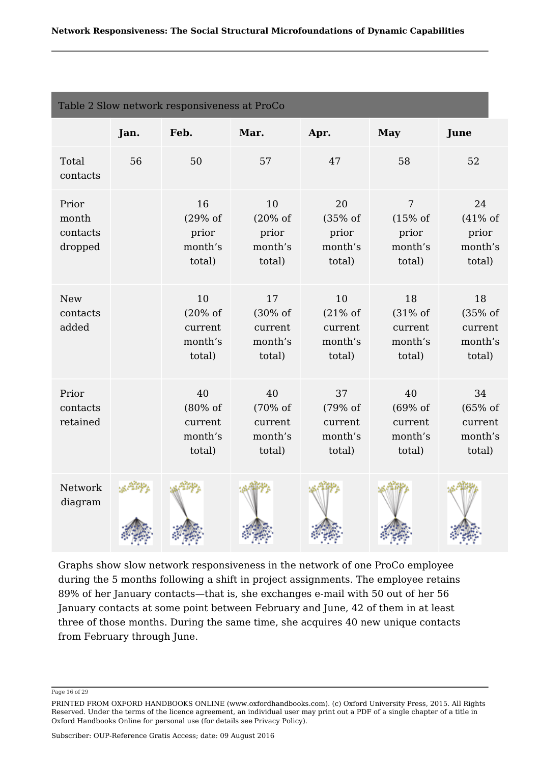Table 2 Slow network responsiveness at ProCo

| | Jan. | Feb. | Mar. | Apr. | May | June |
|---|---|---|---|---|---|---|
| Total contacts | 56 | 50 | 57 | 47 | 58 | 52 |
| Prior month contacts dropped | | 16 (29% of prior month's total) | 10 (20% of prior month's total) | 20 (35% of prior month's total) | 7 (15% of prior month's total) | 24 (41% of prior month's total) |
| New contacts added | | 10 (20% of current month's total) | 17 (30% of current month's total) | 10 (21% of current month's total) | 18 (31% of current month's total) | 18 (35% of current month's total) |
| Prior contacts retained | | 40 (80% of current month's total) | 40 (70% of current month's total) | 37 (79% of current month's total) | 40 (69% of current month's total) | 34 (65% of current month's total) |
| Network diagram | | | | | | |

Graphs show slow network responsiveness in the network of one ProCo employee during the 5 months following a shift in project assignments. The employee retains 89% of her January contacts—that is, she exchanges e-mail with 50 out of her 56 January contacts at some point between February and June, 42 of them in at least three of those months. During the same time, she acquires 40 new unique contacts from February through June.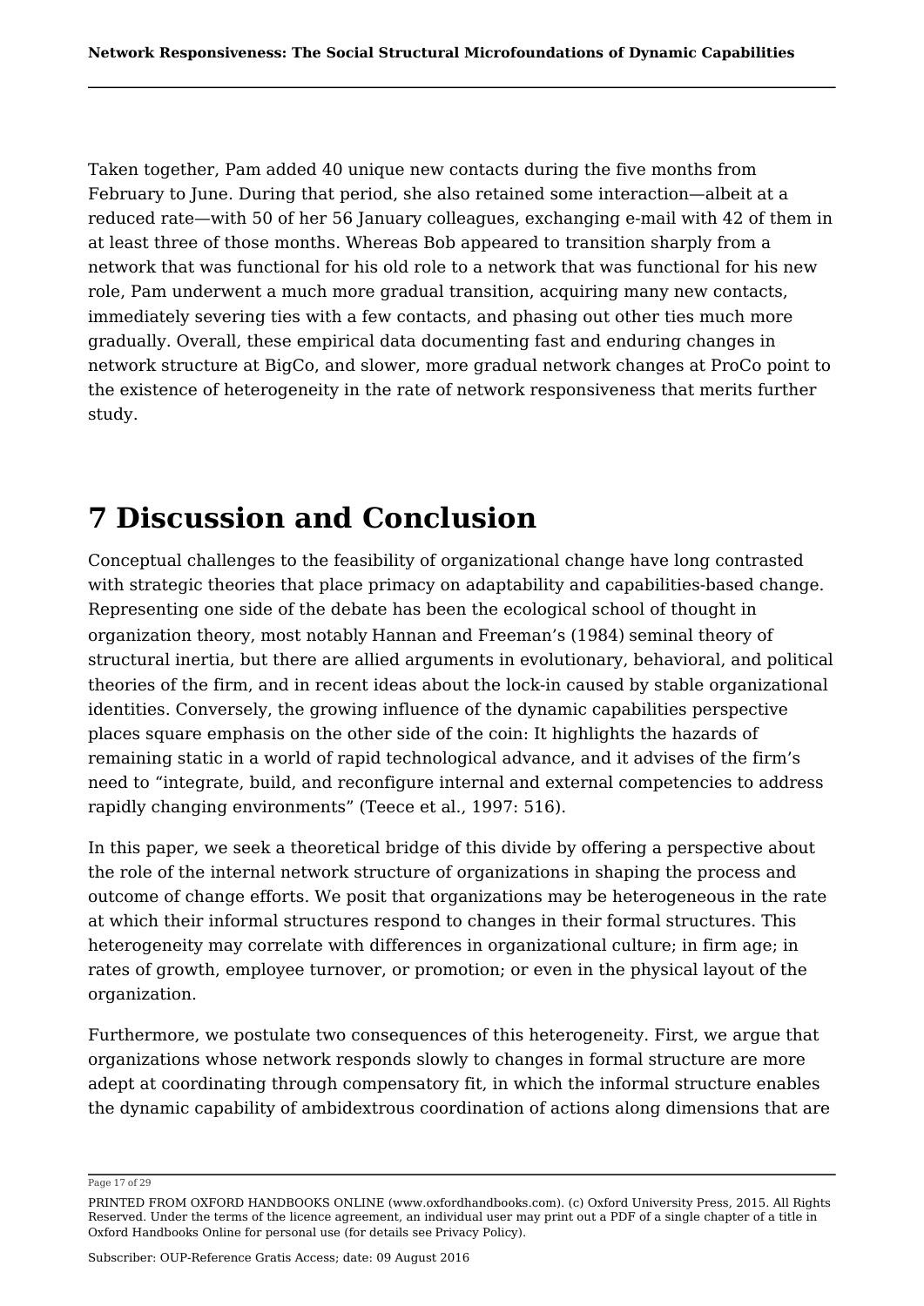Taken together, Pam added 40 unique new contacts during the five months from February to June. During that period, she also retained some interaction—albeit at a reduced rate—with 50 of her 56 January colleagues, exchanging e-mail with 42 of them in at least three of those months. Whereas Bob appeared to transition sharply from a network that was functional for his old role to a network that was functional for his new role, Pam underwent a much more gradual transition, acquiring many new contacts, immediately severing ties with a few contacts, and phasing out other ties much more gradually. Overall, these empirical data documenting fast and enduring changes in network structure at BigCo, and slower, more gradual network changes at ProCo point to the existence of heterogeneity in the rate of network responsiveness that merits further study.

# 7 Discussion and Conclusion

Conceptual challenges to the feasibility of organizational change have long contrasted with strategic theories that place primacy on adaptability and capabilities-based change. Representing one side of the debate has been the ecological school of thought in organization theory, most notably Hannan and Freeman's (1984) seminal theory of structural inertia, but there are allied arguments in evolutionary, behavioral, and political theories of the firm, and in recent ideas about the lock-in caused by stable organizational identities. Conversely, the growing influence of the dynamic capabilities perspective places square emphasis on the other side of the coin: It highlights the hazards of remaining static in a world of rapid technological advance, and it advises of the firm's need to "integrate, build, and reconfigure internal and external competencies to address rapidly changing environments" (Teece et al., 1997: 516).

In this paper, we seek a theoretical bridge of this divide by offering a perspective about the role of the internal network structure of organizations in shaping the process and outcome of change efforts. We posit that organizations may be heterogeneous in the rate at which their informal structures respond to changes in their formal structures. This heterogeneity may correlate with differences in organizational culture; in firm age; in rates of growth, employee turnover, or promotion; or even in the physical layout of the organization.

Furthermore, we postulate two consequences of this heterogeneity. First, we argue that organizations whose network responds slowly to changes in formal structure are more adept at coordinating through compensatory fit, in which the informal structure enables the dynamic capability of ambidextrous coordination of actions along dimensions that are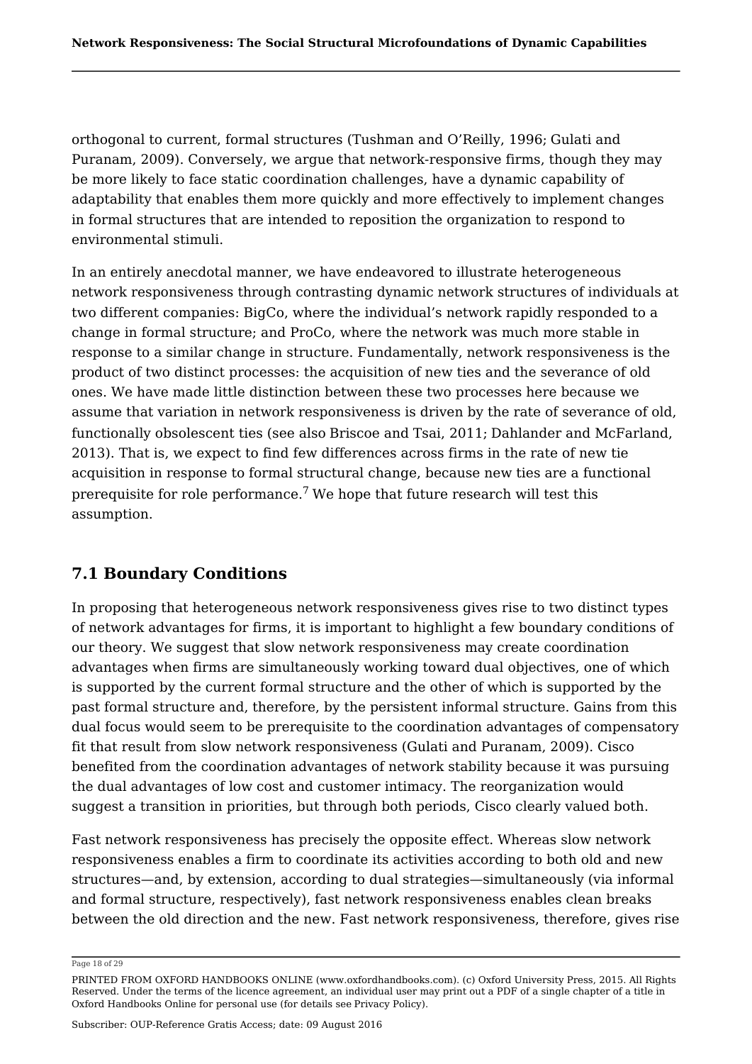orthogonal to current, formal structures (Tushman and O'Reilly, 1996; Gulati and Puranam, 2009). Conversely, we argue that network-responsive firms, though they may be more likely to face static coordination challenges, have a dynamic capability of adaptability that enables them more quickly and more effectively to implement changes in formal structures that are intended to reposition the organization to respond to environmental stimuli.

In an entirely anecdotal manner, we have endeavored to illustrate heterogeneous network responsiveness through contrasting dynamic network structures of individuals at two different companies: BigCo, where the individual's network rapidly responded to a change in formal structure; and ProCo, where the network was much more stable in response to a similar change in structure. Fundamentally, network responsiveness is the product of two distinct processes: the acquisition of new ties and the severance of old ones. We have made little distinction between these two processes here because we assume that variation in network responsiveness is driven by the rate of severance of old, functionally obsolescent ties (see also Briscoe and Tsai, 2011; Dahlander and McFarland, 2013). That is, we expect to find few differences across firms in the rate of new tie acquisition in response to formal structural change, because new ties are a functional prerequisite for role performance.[7] We hope that future research will test this assumption.

## 7.1 Boundary Conditions

In proposing that heterogeneous network responsiveness gives rise to two distinct types of network advantages for firms, it is important to highlight a few boundary conditions of our theory. We suggest that slow network responsiveness may create coordination advantages when firms are simultaneously working toward dual objectives, one of which is supported by the current formal structure and the other of which is supported by the past formal structure and, therefore, by the persistent informal structure. Gains from this dual focus would seem to be prerequisite to the coordination advantages of compensatory fit that result from slow network responsiveness (Gulati and Puranam, 2009). Cisco benefited from the coordination advantages of network stability because it was pursuing the dual advantages of low cost and customer intimacy. The reorganization would suggest a transition in priorities, but through both periods, Cisco clearly valued both.

Fast network responsiveness has precisely the opposite effect. Whereas slow network responsiveness enables a firm to coordinate its activities according to both old and new structures—and, by extension, according to dual strategies—simultaneously (via informal and formal structure, respectively), fast network responsiveness enables clean breaks between the old direction and the new. Fast network responsiveness, therefore, gives rise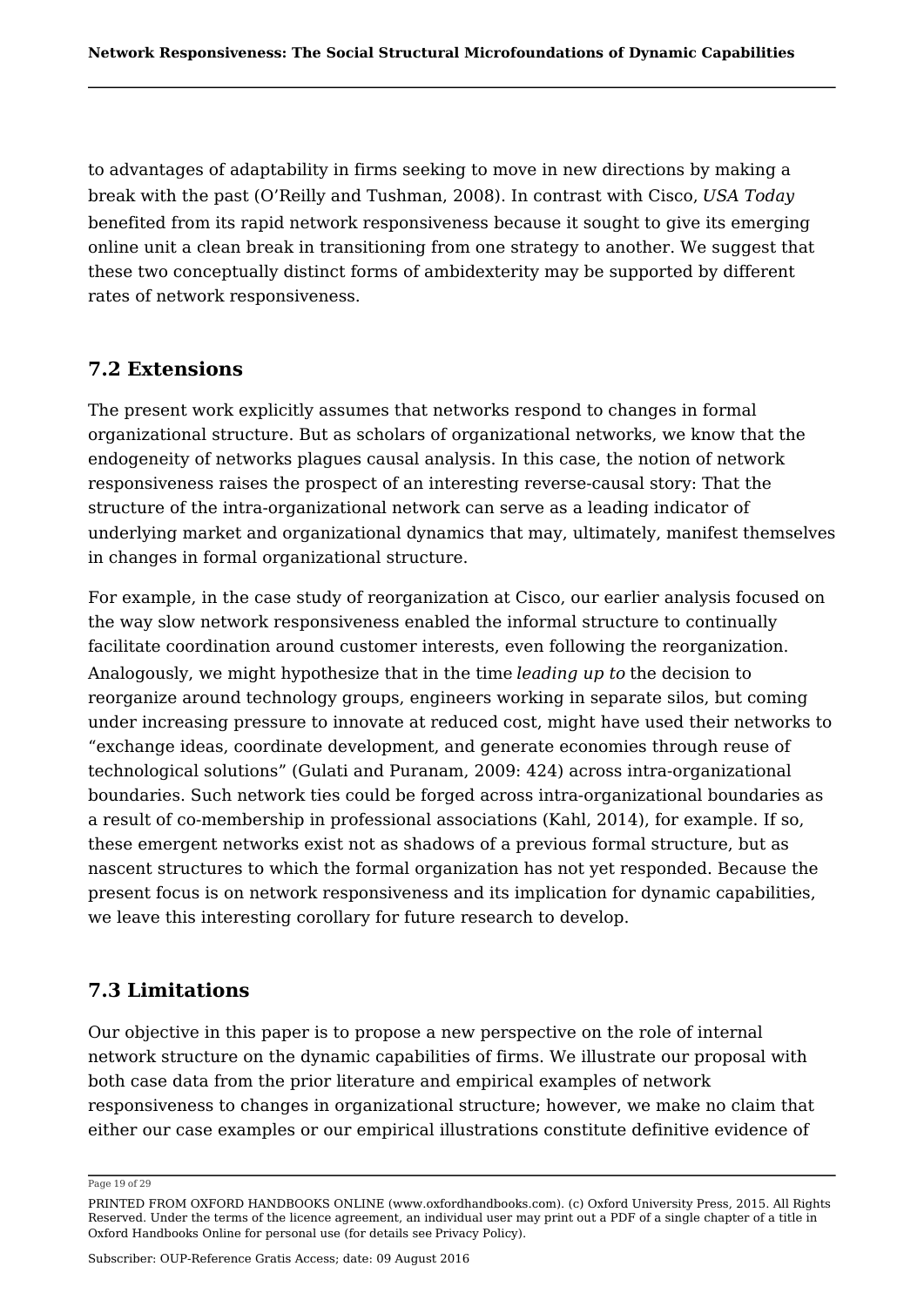to advantages of adaptability in firms seeking to move in new directions by making a break with the past (O'Reilly and Tushman, 2008). In contrast with Cisco, *USA Today* benefited from its rapid network responsiveness because it sought to give its emerging online unit a clean break in transitioning from one strategy to another. We suggest that these two conceptually distinct forms of ambidexterity may be supported by different rates of network responsiveness.

## 7.2 Extensions

The present work explicitly assumes that networks respond to changes in formal organizational structure. But as scholars of organizational networks, we know that the endogeneity of networks plagues causal analysis. In this case, the notion of network responsiveness raises the prospect of an interesting reverse-causal story: That the structure of the intra-organizational network can serve as a leading indicator of underlying market and organizational dynamics that may, ultimately, manifest themselves in changes in formal organizational structure.

For example, in the case study of reorganization at Cisco, our earlier analysis focused on the way slow network responsiveness enabled the informal structure to continually facilitate coordination around customer interests, even following the reorganization. Analogously, we might hypothesize that in the time *leading up to* the decision to reorganize around technology groups, engineers working in separate silos, but coming under increasing pressure to innovate at reduced cost, might have used their networks to "exchange ideas, coordinate development, and generate economies through reuse of technological solutions" (Gulati and Puranam, 2009: 424) across intra-organizational boundaries. Such network ties could be forged across intra-organizational boundaries as a result of co-membership in professional associations (Kahl, 2014), for example. If so, these emergent networks exist not as shadows of a previous formal structure, but as nascent structures to which the formal organization has not yet responded. Because the present focus is on network responsiveness and its implication for dynamic capabilities, we leave this interesting corollary for future research to develop.

## 7.3 Limitations

Our objective in this paper is to propose a new perspective on the role of internal network structure on the dynamic capabilities of firms. We illustrate our proposal with both case data from the prior literature and empirical examples of network responsiveness to changes in organizational structure; however, we make no claim that either our case examples or our empirical illustrations constitute definitive evidence of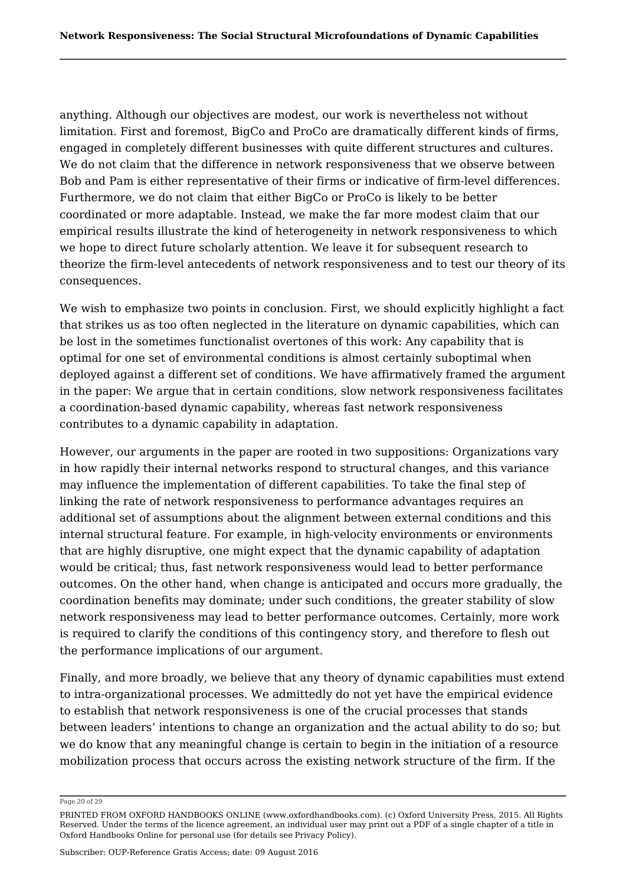anything. Although our objectives are modest, our work is nevertheless not without limitation. First and foremost, BigCo and ProCo are dramatically different kinds of firms, engaged in completely different businesses with quite different structures and cultures. We do not claim that the difference in network responsiveness that we observe between Bob and Pam is either representative of their firms or indicative of firm-level differences. Furthermore, we do not claim that either BigCo or ProCo is likely to be better coordinated or more adaptable. Instead, we make the far more modest claim that our empirical results illustrate the kind of heterogeneity in network responsiveness to which we hope to direct future scholarly attention. We leave it for subsequent research to theorize the firm-level antecedents of network responsiveness and to test our theory of its consequences.

We wish to emphasize two points in conclusion. First, we should explicitly highlight a fact that strikes us as too often neglected in the literature on dynamic capabilities, which can be lost in the sometimes functionalist overtones of this work: Any capability that is optimal for one set of environmental conditions is almost certainly suboptimal when deployed against a different set of conditions. We have affirmatively framed the argument in the paper: We argue that in certain conditions, slow network responsiveness facilitates a coordination-based dynamic capability, whereas fast network responsiveness contributes to a dynamic capability in adaptation.

However, our arguments in the paper are rooted in two suppositions: Organizations vary in how rapidly their internal networks respond to structural changes, and this variance may influence the implementation of different capabilities. To take the final step of linking the rate of network responsiveness to performance advantages requires an additional set of assumptions about the alignment between external conditions and this internal structural feature. For example, in high-velocity environments or environments that are highly disruptive, one might expect that the dynamic capability of adaptation would be critical; thus, fast network responsiveness would lead to better performance outcomes. On the other hand, when change is anticipated and occurs more gradually, the coordination benefits may dominate; under such conditions, the greater stability of slow network responsiveness may lead to better performance outcomes. Certainly, more work is required to clarify the conditions of this contingency story, and therefore to flesh out the performance implications of our argument.

Finally, and more broadly, we believe that any theory of dynamic capabilities must extend to intra-organizational processes. We admittedly do not yet have the empirical evidence to establish that network responsiveness is one of the crucial processes that stands between leaders' intentions to change an organization and the actual ability to do so; but we do know that any meaningful change is certain to begin in the initiation of a resource mobilization process that occurs across the existing network structure of the firm. If the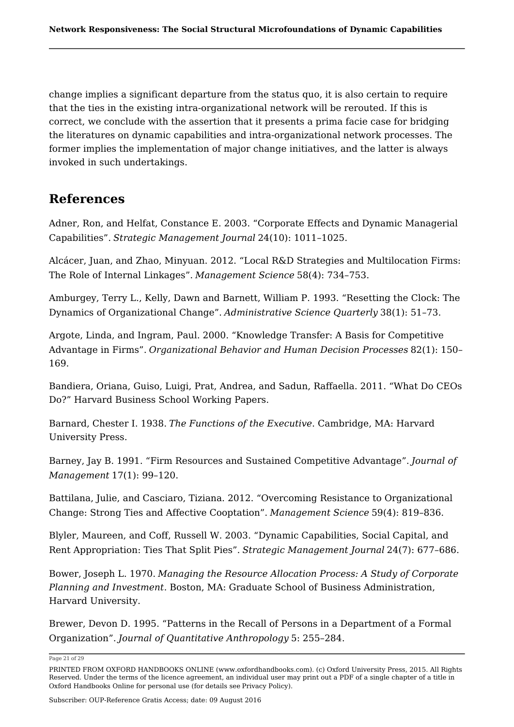change implies a significant departure from the status quo, it is also certain to require that the ties in the existing intra-organizational network will be rerouted. If this is correct, we conclude with the assertion that it presents a prima facie case for bridging the literatures on dynamic capabilities and intra-organizational network processes. The former implies the implementation of major change initiatives, and the latter is always invoked in such undertakings.

## References

Adner, Ron, and Helfat, Constance E. 2003. "Corporate Effects and Dynamic Managerial Capabilities". *Strategic Management Journal* 24(10): 1011–1025.

Alcácer, Juan, and Zhao, Minyuan. 2012. "Local R&D Strategies and Multilocation Firms: The Role of Internal Linkages". *Management Science* 58(4): 734–753.

Amburgey, Terry L., Kelly, Dawn and Barnett, William P. 1993. "Resetting the Clock: The Dynamics of Organizational Change". *Administrative Science Quarterly* 38(1): 51–73.

Argote, Linda, and Ingram, Paul. 2000. "Knowledge Transfer: A Basis for Competitive Advantage in Firms". *Organizational Behavior and Human Decision Processes* 82(1): 150–169.

Bandiera, Oriana, Guiso, Luigi, Prat, Andrea, and Sadun, Raffaella. 2011. "What Do CEOs Do?" Harvard Business School Working Papers.

Barnard, Chester I. 1938. *The Functions of the Executive*. Cambridge, MA: Harvard University Press.

Barney, Jay B. 1991. "Firm Resources and Sustained Competitive Advantage". *Journal of Management* 17(1): 99–120.

Battilana, Julie, and Casciaro, Tiziana. 2012. "Overcoming Resistance to Organizational Change: Strong Ties and Affective Cooptation". *Management Science* 59(4): 819–836.

Blyler, Maureen, and Coff, Russell W. 2003. "Dynamic Capabilities, Social Capital, and Rent Appropriation: Ties That Split Pies". *Strategic Management Journal* 24(7): 677–686.

Bower, Joseph L. 1970. *Managing the Resource Allocation Process: A Study of Corporate Planning and Investment*. Boston, MA: Graduate School of Business Administration, Harvard University.

Brewer, Devon D. 1995. "Patterns in the Recall of Persons in a Department of a Formal Organization". *Journal of Quantitative Anthropology* 5: 255–284.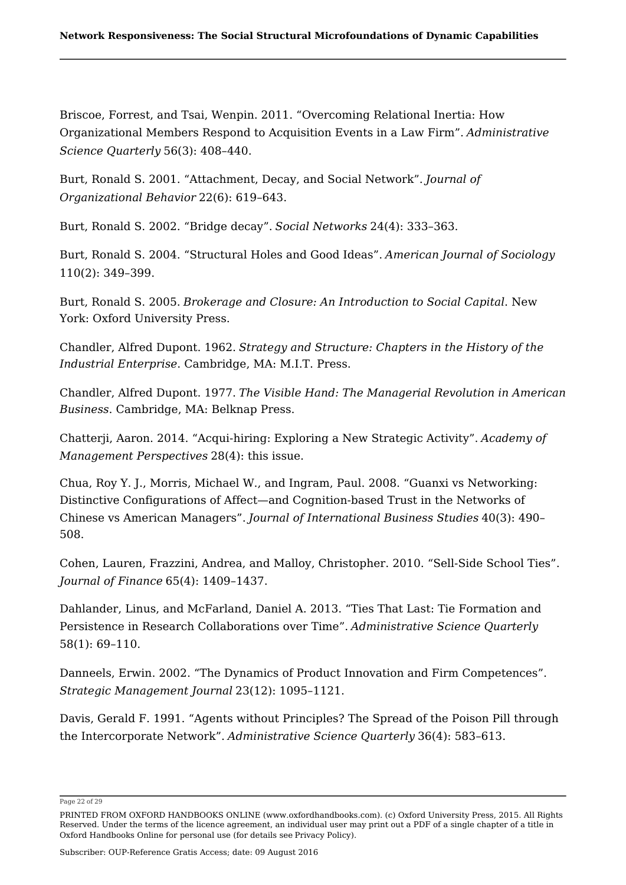Briscoe, Forrest, and Tsai, Wenpin. 2011. “Overcoming Relational Inertia: How Organizational Members Respond to Acquisition Events in a Law Firm”. *Administrative Science Quarterly* 56(3): 408–440.

Burt, Ronald S. 2001. “Attachment, Decay, and Social Network”. *Journal of Organizational Behavior* 22(6): 619–643.

Burt, Ronald S. 2002. “Bridge decay”. *Social Networks* 24(4): 333–363.

Burt, Ronald S. 2004. “Structural Holes and Good Ideas”. *American Journal of Sociology* 110(2): 349–399.

Burt, Ronald S. 2005. *Brokerage and Closure: An Introduction to Social Capital*. New York: Oxford University Press.

Chandler, Alfred Dupont. 1962. *Strategy and Structure: Chapters in the History of the Industrial Enterprise*. Cambridge, MA: M.I.T. Press.

Chandler, Alfred Dupont. 1977. *The Visible Hand: The Managerial Revolution in American Business*. Cambridge, MA: Belknap Press.

Chatterji, Aaron. 2014. “Acqui-hiring: Exploring a New Strategic Activity”. *Academy of Management Perspectives* 28(4): this issue.

Chua, Roy Y. J., Morris, Michael W., and Ingram, Paul. 2008. “Guanxi vs Networking: Distinctive Configurations of Affect—and Cognition-based Trust in the Networks of Chinese vs American Managers”. *Journal of International Business Studies* 40(3): 490–508.

Cohen, Lauren, Frazzini, Andrea, and Malloy, Christopher. 2010. “Sell-Side School Ties”. *Journal of Finance* 65(4): 1409–1437.

Dahlander, Linus, and McFarland, Daniel A. 2013. “Ties That Last: Tie Formation and Persistence in Research Collaborations over Time”. *Administrative Science Quarterly* 58(1): 69–110.

Danneels, Erwin. 2002. “The Dynamics of Product Innovation and Firm Competences”. *Strategic Management Journal* 23(12): 1095–1121.

Davis, Gerald F. 1991. “Agents without Principles? The Spread of the Poison Pill through the Intercorporate Network”. *Administrative Science Quarterly* 36(4): 583–613.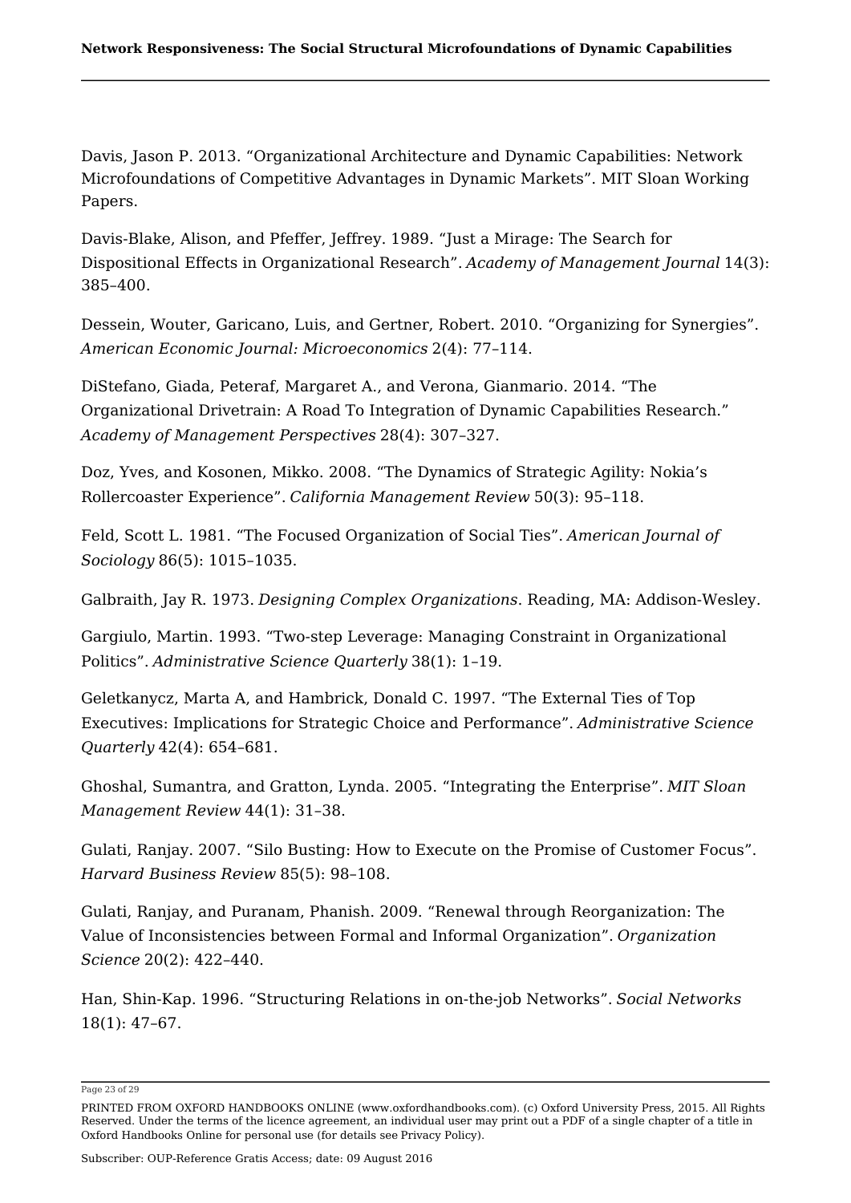Davis, Jason P. 2013. “Organizational Architecture and Dynamic Capabilities: Network Microfoundations of Competitive Advantages in Dynamic Markets”. MIT Sloan Working Papers.

Davis-Blake, Alison, and Pfeffer, Jeffrey. 1989. “Just a Mirage: The Search for Dispositional Effects in Organizational Research”. *Academy of Management Journal* 14(3): 385–400.

Dessein, Wouter, Garicano, Luis, and Gertner, Robert. 2010. “Organizing for Synergies”. *American Economic Journal: Microeconomics* 2(4): 77–114.

DiStefano, Giada, Peteraf, Margaret A., and Verona, Gianmario. 2014. “The Organizational Drivetrain: A Road To Integration of Dynamic Capabilities Research.” *Academy of Management Perspectives* 28(4): 307–327.

Doz, Yves, and Kosonen, Mikko. 2008. “The Dynamics of Strategic Agility: Nokia’s Rollercoaster Experience”. *California Management Review* 50(3): 95–118.

Feld, Scott L. 1981. “The Focused Organization of Social Ties”. *American Journal of Sociology* 86(5): 1015–1035.

Galbraith, Jay R. 1973. *Designing Complex Organizations*. Reading, MA: Addison-Wesley.

Gargiulo, Martin. 1993. “Two-step Leverage: Managing Constraint in Organizational Politics”. *Administrative Science Quarterly* 38(1): 1–19.

Geletkanycz, Marta A, and Hambrick, Donald C. 1997. “The External Ties of Top Executives: Implications for Strategic Choice and Performance”. *Administrative Science Quarterly* 42(4): 654–681.

Ghoshal, Sumantra, and Gratton, Lynda. 2005. “Integrating the Enterprise”. *MIT Sloan Management Review* 44(1): 31–38.

Gulati, Ranjay. 2007. “Silo Busting: How to Execute on the Promise of Customer Focus”. *Harvard Business Review* 85(5): 98–108.

Gulati, Ranjay, and Puranam, Phanish. 2009. “Renewal through Reorganization: The Value of Inconsistencies between Formal and Informal Organization”. *Organization Science* 20(2): 422–440.

Han, Shin-Kap. 1996. “Structuring Relations in on-the-job Networks”. *Social Networks* 18(1): 47–67.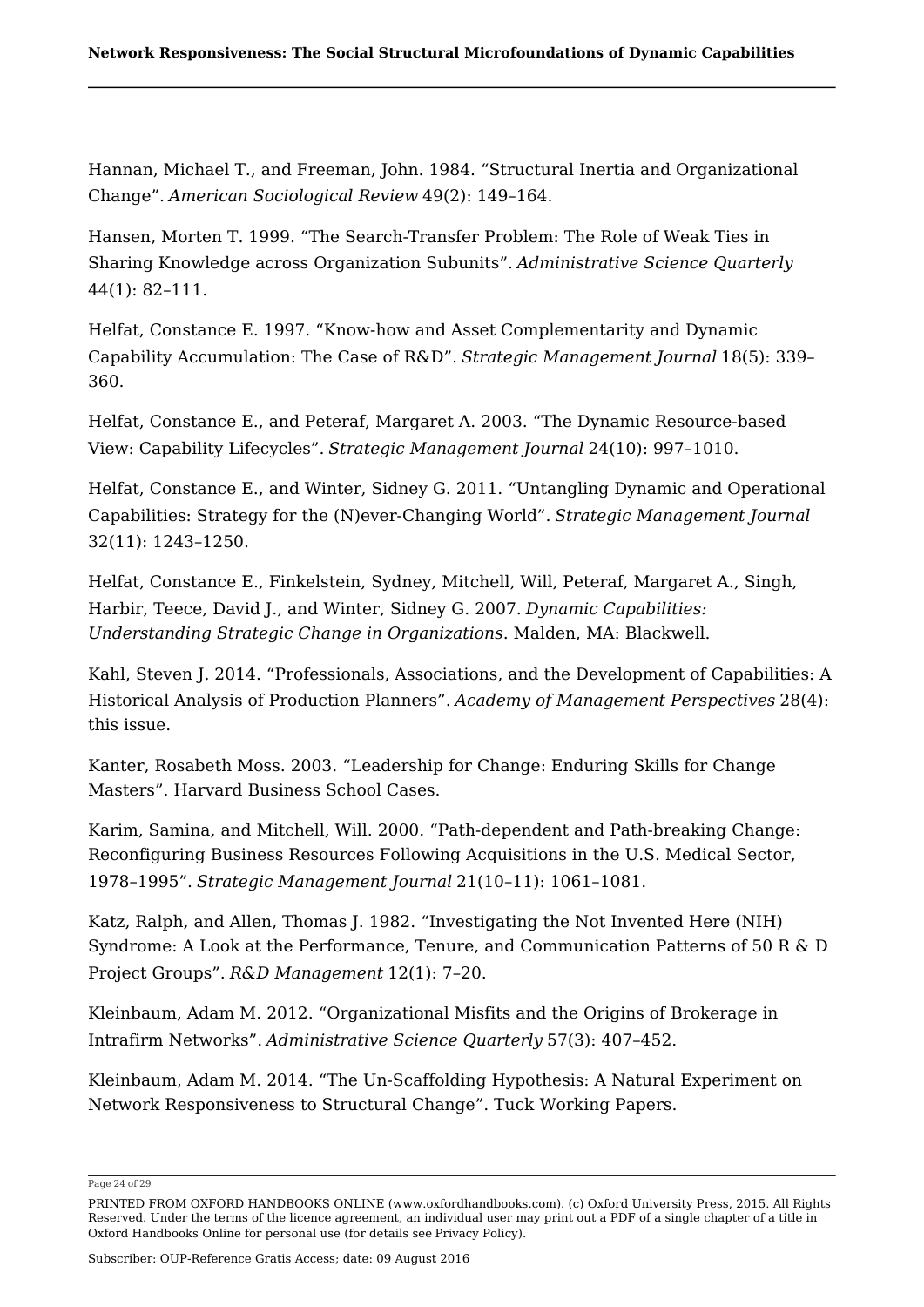Hannan, Michael T., and Freeman, John. 1984. “Structural Inertia and Organizational Change”. *American Sociological Review* 49(2): 149–164.

Hansen, Morten T. 1999. “The Search-Transfer Problem: The Role of Weak Ties in Sharing Knowledge across Organization Subunits”. *Administrative Science Quarterly* 44(1): 82–111.

Helfat, Constance E. 1997. “Know-how and Asset Complementarity and Dynamic Capability Accumulation: The Case of R&D”. *Strategic Management Journal* 18(5): 339–360.

Helfat, Constance E., and Peteraf, Margaret A. 2003. “The Dynamic Resource-based View: Capability Lifecycles”. *Strategic Management Journal* 24(10): 997–1010.

Helfat, Constance E., and Winter, Sidney G. 2011. “Untangling Dynamic and Operational Capabilities: Strategy for the (N)ever-Changing World”. *Strategic Management Journal* 32(11): 1243–1250.

Helfat, Constance E., Finkelstein, Sydney, Mitchell, Will, Peteraf, Margaret A., Singh, Harbir, Teece, David J., and Winter, Sidney G. 2007. *Dynamic Capabilities: Understanding Strategic Change in Organizations*. Malden, MA: Blackwell.

Kahl, Steven J. 2014. “Professionals, Associations, and the Development of Capabilities: A Historical Analysis of Production Planners”. *Academy of Management Perspectives* 28(4): this issue.

Kanter, Rosabeth Moss. 2003. “Leadership for Change: Enduring Skills for Change Masters”. Harvard Business School Cases.

Karim, Samina, and Mitchell, Will. 2000. “Path-dependent and Path-breaking Change: Reconfiguring Business Resources Following Acquisitions in the U.S. Medical Sector, 1978–1995”. *Strategic Management Journal* 21(10–11): 1061–1081.

Katz, Ralph, and Allen, Thomas J. 1982. “Investigating the Not Invented Here (NIH) Syndrome: A Look at the Performance, Tenure, and Communication Patterns of 50 R & D Project Groups”. *R&D Management* 12(1): 7–20.

Kleinbaum, Adam M. 2012. “Organizational Misfits and the Origins of Brokerage in Intrafirm Networks”. *Administrative Science Quarterly* 57(3): 407–452.

Kleinbaum, Adam M. 2014. “The Un-Scaffolding Hypothesis: A Natural Experiment on Network Responsiveness to Structural Change”. Tuck Working Papers.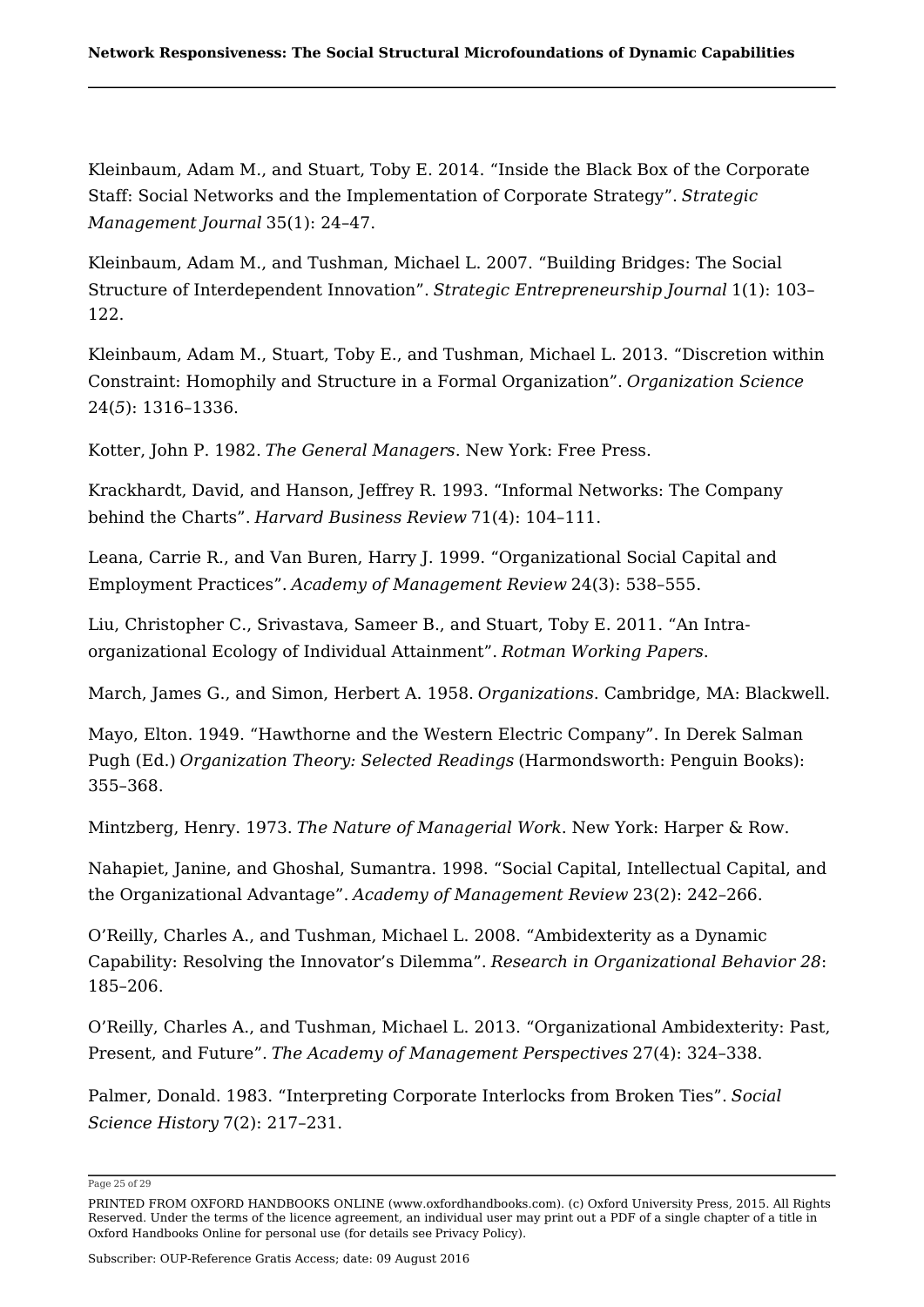Kleinbaum, Adam M., and Stuart, Toby E. 2014. “Inside the Black Box of the Corporate Staff: Social Networks and the Implementation of Corporate Strategy”. *Strategic Management Journal* 35(1): 24–47.

Kleinbaum, Adam M., and Tushman, Michael L. 2007. “Building Bridges: The Social Structure of Interdependent Innovation”. *Strategic Entrepreneurship Journal* 1(1): 103–122.

Kleinbaum, Adam M., Stuart, Toby E., and Tushman, Michael L. 2013. “Discretion within Constraint: Homophily and Structure in a Formal Organization”. *Organization Science* 24(*5*): 1316–1336.

Kotter, John P. 1982. *The General Managers*. New York: Free Press.

Krackhardt, David, and Hanson, Jeffrey R. 1993. “Informal Networks: The Company behind the Charts”. *Harvard Business Review* 71(4): 104–111.

Leana, Carrie R., and Van Buren, Harry J. 1999. “Organizational Social Capital and Employment Practices”. *Academy of Management Review* 24(3): 538–555.

Liu, Christopher C., Srivastava, Sameer B., and Stuart, Toby E. 2011. “An Intra-organizational Ecology of Individual Attainment”. *Rotman Working Papers*.

March, James G., and Simon, Herbert A. 1958. *Organizations*. Cambridge, MA: Blackwell.

Mayo, Elton. 1949. “Hawthorne and the Western Electric Company”. In Derek Salman Pugh (Ed.) *Organization Theory: Selected Readings* (Harmondsworth: Penguin Books): 355–368.

Mintzberg, Henry. 1973. *The Nature of Managerial Work*. New York: Harper & Row.

Nahapiet, Janine, and Ghoshal, Sumantra. 1998. “Social Capital, Intellectual Capital, and the Organizational Advantage”. *Academy of Management Review* 23(2): 242–266.

O’Reilly, Charles A., and Tushman, Michael L. 2008. “Ambidexterity as a Dynamic Capability: Resolving the Innovator’s Dilemma”. *Research in Organizational Behavior 28*: 185–206.

O’Reilly, Charles A., and Tushman, Michael L. 2013. “Organizational Ambidexterity: Past, Present, and Future”. *The Academy of Management Perspectives* 27(4): 324–338.

Palmer, Donald. 1983. “Interpreting Corporate Interlocks from Broken Ties”. *Social Science History* 7(2): 217–231.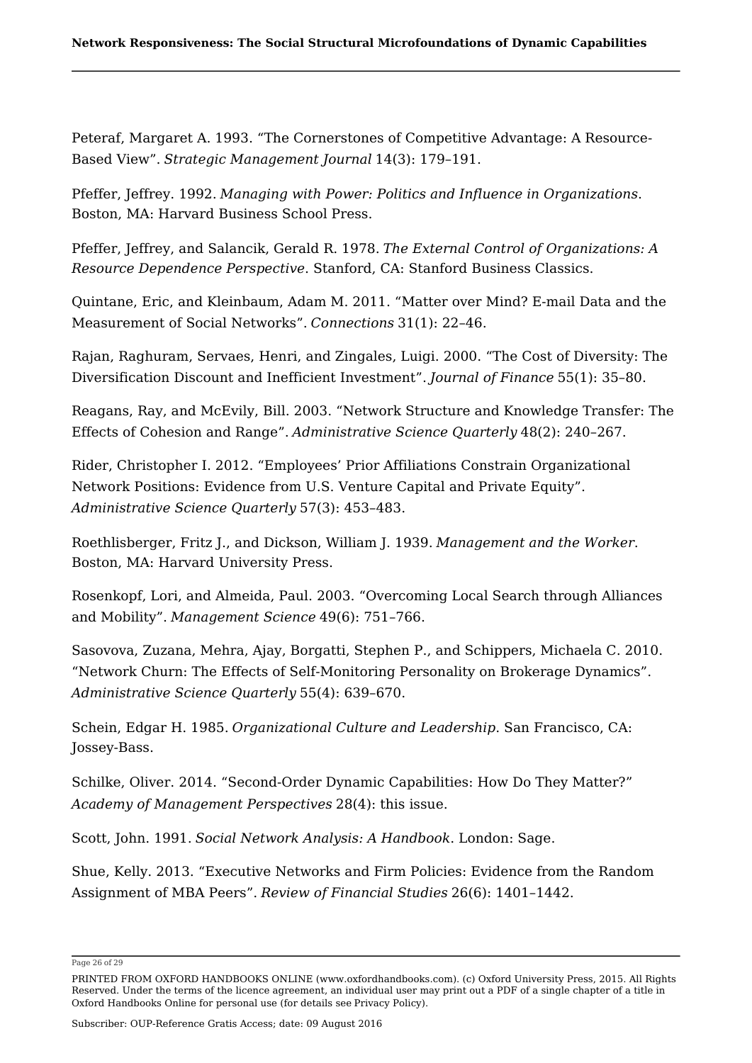Peteraf, Margaret A. 1993. “The Cornerstones of Competitive Advantage: A Resource-Based View”. *Strategic Management Journal* 14(3): 179–191.

Pfeffer, Jeffrey. 1992. *Managing with Power: Politics and Influence in Organizations*. Boston, MA: Harvard Business School Press.

Pfeffer, Jeffrey, and Salancik, Gerald R. 1978. *The External Control of Organizations: A Resource Dependence Perspective*. Stanford, CA: Stanford Business Classics.

Quintane, Eric, and Kleinbaum, Adam M. 2011. “Matter over Mind? E-mail Data and the Measurement of Social Networks”. *Connections* 31(1): 22–46.

Rajan, Raghuram, Servaes, Henri, and Zingales, Luigi. 2000. “The Cost of Diversity: The Diversification Discount and Inefficient Investment”. *Journal of Finance* 55(1): 35–80.

Reagans, Ray, and McEvily, Bill. 2003. “Network Structure and Knowledge Transfer: The Effects of Cohesion and Range”. *Administrative Science Quarterly* 48(2): 240–267.

Rider, Christopher I. 2012. “Employees’ Prior Affiliations Constrain Organizational Network Positions: Evidence from U.S. Venture Capital and Private Equity”. *Administrative Science Quarterly* 57(3): 453–483.

Roethlisberger, Fritz J., and Dickson, William J. 1939. *Management and the Worker*. Boston, MA: Harvard University Press.

Rosenkopf, Lori, and Almeida, Paul. 2003. “Overcoming Local Search through Alliances and Mobility”. *Management Science* 49(6): 751–766.

Sasovova, Zuzana, Mehra, Ajay, Borgatti, Stephen P., and Schippers, Michaela C. 2010. “Network Churn: The Effects of Self-Monitoring Personality on Brokerage Dynamics”. *Administrative Science Quarterly* 55(4): 639–670.

Schein, Edgar H. 1985. *Organizational Culture and Leadership*. San Francisco, CA: Jossey-Bass.

Schilke, Oliver. 2014. “Second-Order Dynamic Capabilities: How Do They Matter?” *Academy of Management Perspectives* 28(4): this issue.

Scott, John. 1991. *Social Network Analysis: A Handbook*. London: Sage.

Shue, Kelly. 2013. “Executive Networks and Firm Policies: Evidence from the Random Assignment of MBA Peers”. *Review of Financial Studies* 26(6): 1401–1442.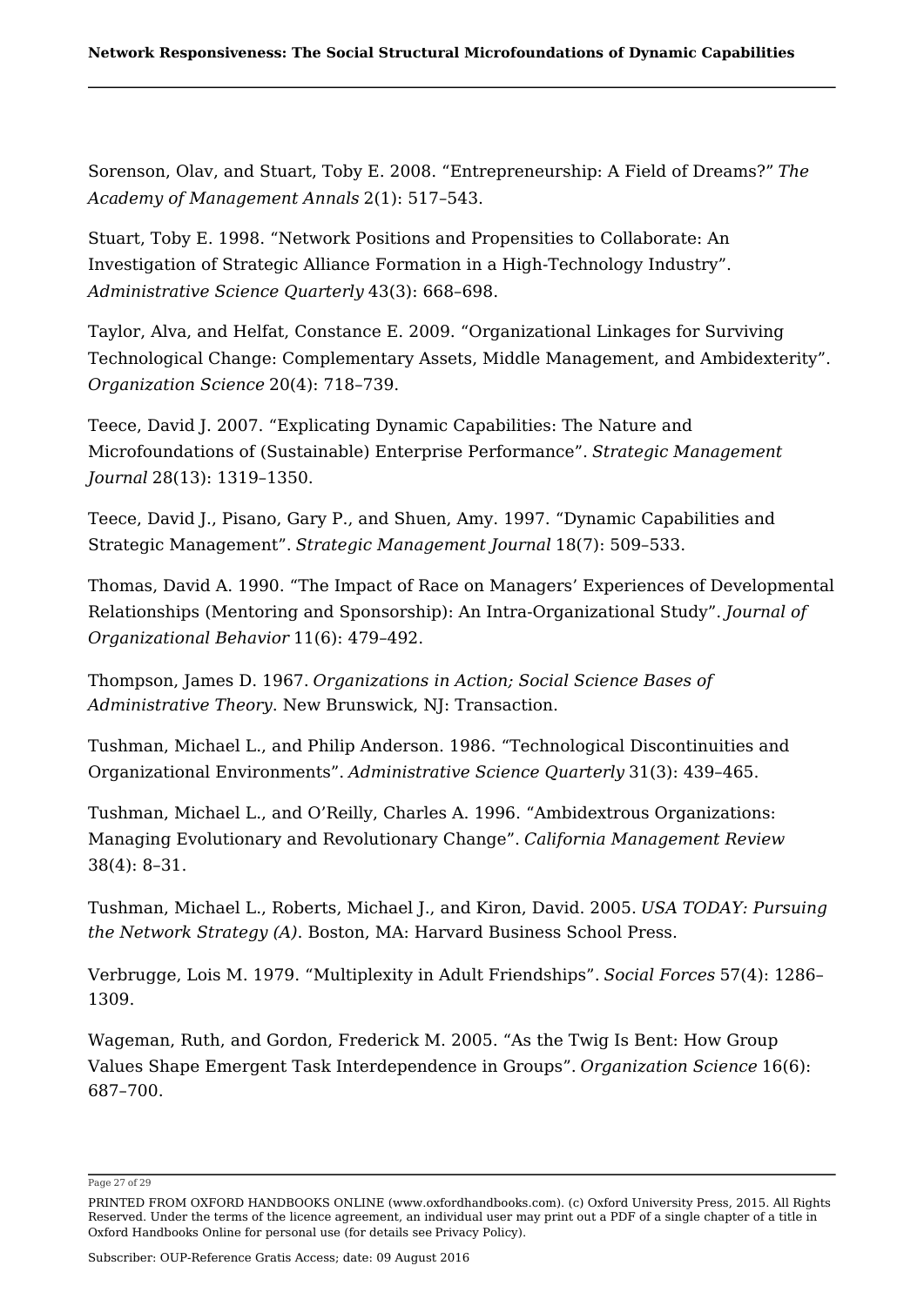Sorenson, Olav, and Stuart, Toby E. 2008. “Entrepreneurship: A Field of Dreams?” *The Academy of Management Annals* 2(1): 517–543.

Stuart, Toby E. 1998. “Network Positions and Propensities to Collaborate: An Investigation of Strategic Alliance Formation in a High-Technology Industry”. *Administrative Science Quarterly* 43(3): 668–698.

Taylor, Alva, and Helfat, Constance E. 2009. “Organizational Linkages for Surviving Technological Change: Complementary Assets, Middle Management, and Ambidexterity”. *Organization Science* 20(4): 718–739.

Teece, David J. 2007. “Explicating Dynamic Capabilities: The Nature and Microfoundations of (Sustainable) Enterprise Performance”. *Strategic Management Journal* 28(13): 1319–1350.

Teece, David J., Pisano, Gary P., and Shuen, Amy. 1997. “Dynamic Capabilities and Strategic Management”. *Strategic Management Journal* 18(7): 509–533.

Thomas, David A. 1990. “The Impact of Race on Managers’ Experiences of Developmental Relationships (Mentoring and Sponsorship): An Intra-Organizational Study”. *Journal of Organizational Behavior* 11(6): 479–492.

Thompson, James D. 1967. *Organizations in Action; Social Science Bases of Administrative Theory*. New Brunswick, NJ: Transaction.

Tushman, Michael L., and Philip Anderson. 1986. “Technological Discontinuities and Organizational Environments”. *Administrative Science Quarterly* 31(3): 439–465.

Tushman, Michael L., and O’Reilly, Charles A. 1996. “Ambidextrous Organizations: Managing Evolutionary and Revolutionary Change”. *California Management Review* 38(4): 8–31.

Tushman, Michael L., Roberts, Michael J., and Kiron, David. 2005. *USA TODAY: Pursuing the Network Strategy (A)*. Boston, MA: Harvard Business School Press.

Verbrugge, Lois M. 1979. “Multiplexity in Adult Friendships”. *Social Forces* 57(4): 1286–1309.

Wageman, Ruth, and Gordon, Frederick M. 2005. “As the Twig Is Bent: How Group Values Shape Emergent Task Interdependence in Groups”. *Organization Science* 16(6): 687–700.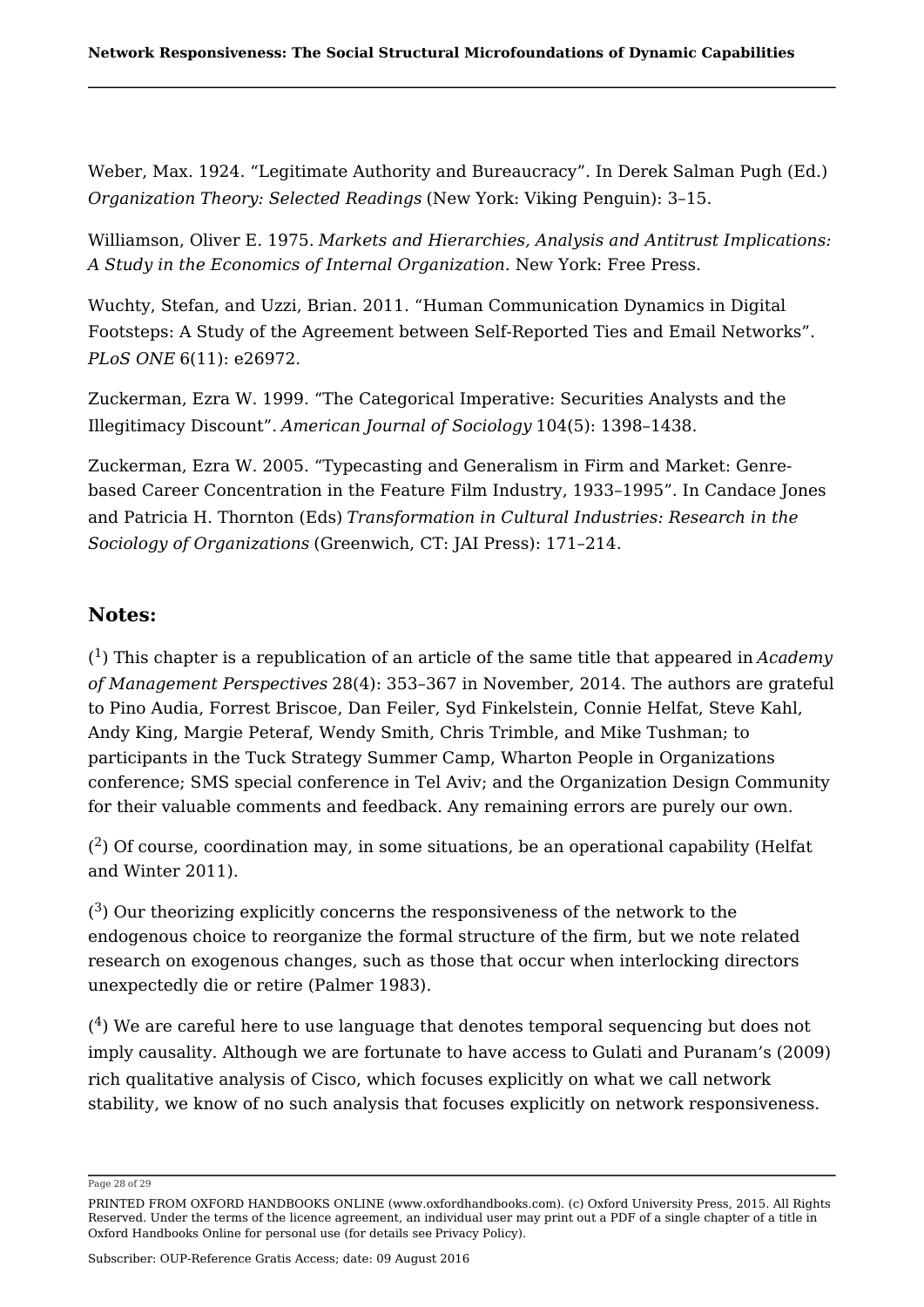Weber, Max. 1924. “Legitimate Authority and Bureaucracy”. In Derek Salman Pugh (Ed.) *Organization Theory: Selected Readings* (New York: Viking Penguin): 3–15.

Williamson, Oliver E. 1975. *Markets and Hierarchies, Analysis and Antitrust Implications: A Study in the Economics of Internal Organization*. New York: Free Press.

Wuchty, Stefan, and Uzzi, Brian. 2011. “Human Communication Dynamics in Digital Footsteps: A Study of the Agreement between Self-Reported Ties and Email Networks”. *PLoS ONE* 6(11): e26972.

Zuckerman, Ezra W. 1999. “The Categorical Imperative: Securities Analysts and the Illegitimacy Discount”. *American Journal of Sociology* 104(5): 1398–1438.

Zuckerman, Ezra W. 2005. “Typecasting and Generalism in Firm and Market: Genre-based Career Concentration in the Feature Film Industry, 1933–1995”. In Candace Jones and Patricia H. Thornton (Eds) *Transformation in Cultural Industries: Research in the Sociology of Organizations* (Greenwich, CT: JAI Press): 171–214.

## Notes:

([1]) This chapter is a republication of an article of the same title that appeared in *Academy of Management Perspectives* 28(4): 353–367 in November, 2014. The authors are grateful to Pino Audia, Forrest Briscoe, Dan Feiler, Syd Finkelstein, Connie Helfat, Steve Kahl, Andy King, Margie Peteraf, Wendy Smith, Chris Trimble, and Mike Tushman; to participants in the Tuck Strategy Summer Camp, Wharton People in Organizations conference; SMS special conference in Tel Aviv; and the Organization Design Community for their valuable comments and feedback. Any remaining errors are purely our own.

([2]) Of course, coordination may, in some situations, be an operational capability (Helfat and Winter 2011).

([3]) Our theorizing explicitly concerns the responsiveness of the network to the endogenous choice to reorganize the formal structure of the firm, but we note related research on exogenous changes, such as those that occur when interlocking directors unexpectedly die or retire (Palmer 1983).

([4]) We are careful here to use language that denotes temporal sequencing but does not imply causality. Although we are fortunate to have access to Gulati and Puranam’s (2009) rich qualitative analysis of Cisco, which focuses explicitly on what we call network stability, we know of no such analysis that focuses explicitly on network responsiveness.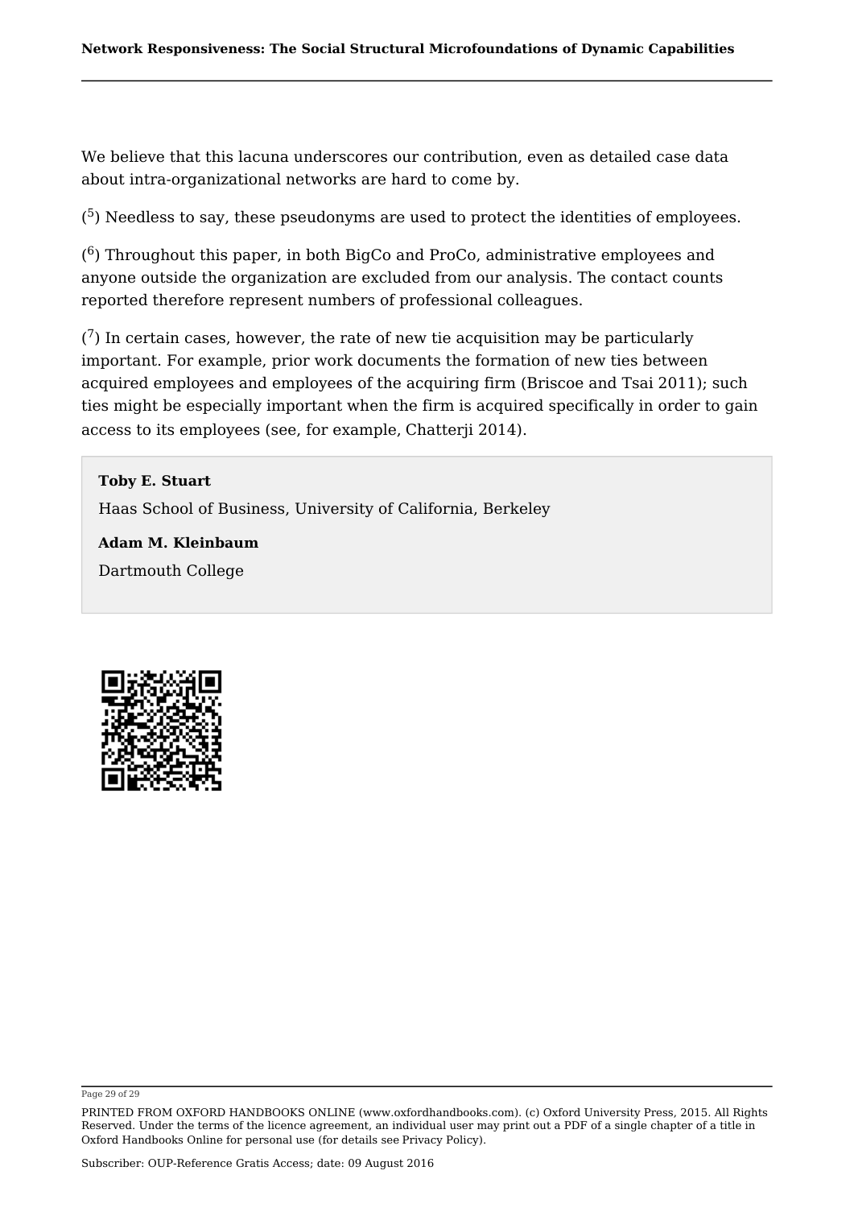We believe that this lacuna underscores our contribution, even as detailed case data about intra-organizational networks are hard to come by.

([5]) Needless to say, these pseudonyms are used to protect the identities of employees.

([6]) Throughout this paper, in both BigCo and ProCo, administrative employees and anyone outside the organization are excluded from our analysis. The contact counts reported therefore represent numbers of professional colleagues.

([7]) In certain cases, however, the rate of new tie acquisition may be particularly important. For example, prior work documents the formation of new ties between acquired employees and employees of the acquiring firm (Briscoe and Tsai 2011); such ties might be especially important when the firm is acquired specifically in order to gain access to its employees (see, for example, Chatterji 2014).

**Toby E. Stuart**

Haas School of Business, University of California, Berkeley

**Adam M. Kleinbaum**

Dartmouth College